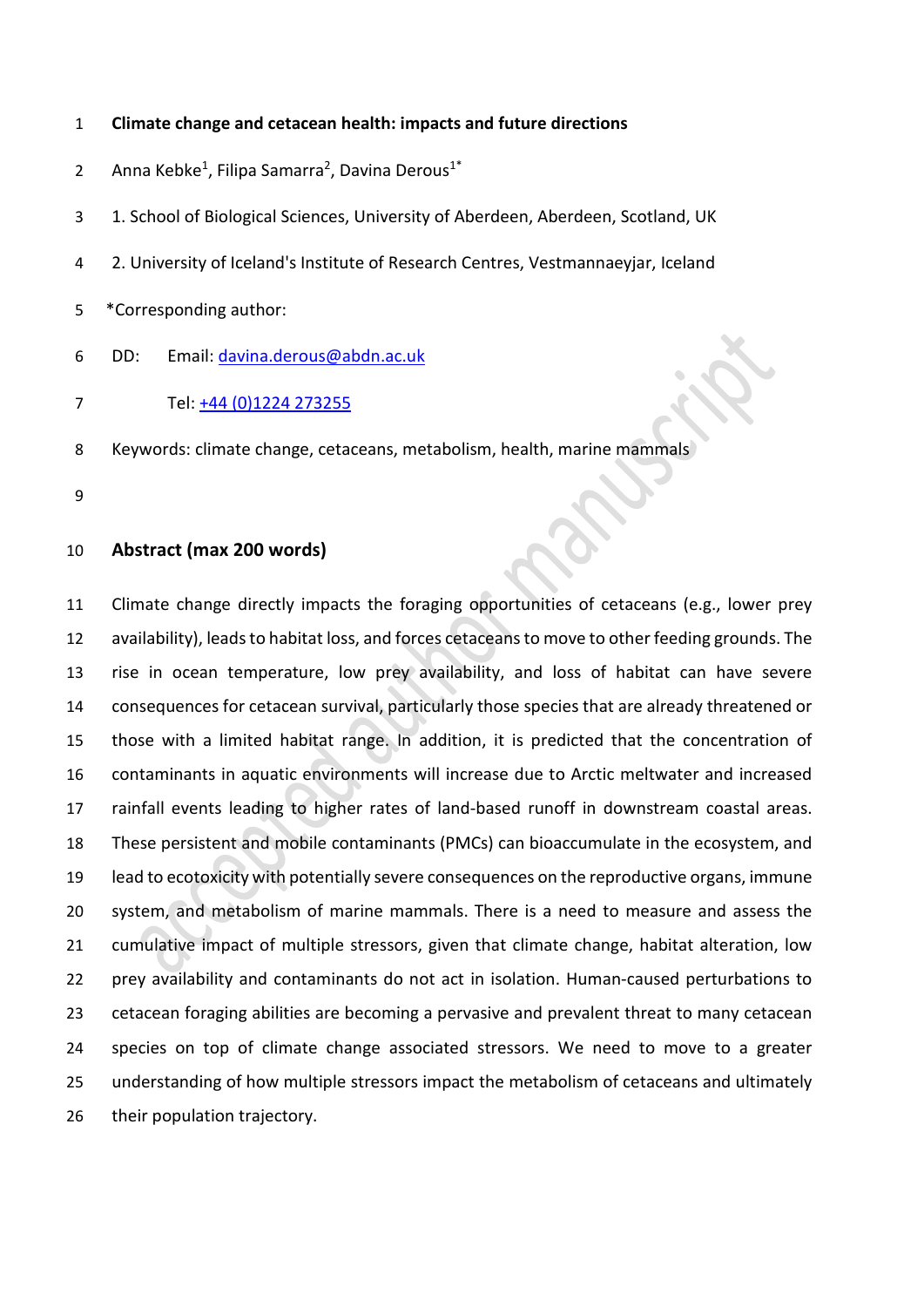# Climate change and cetacean health: impacts and future directions

Anna Kebke[1], Filipa Samarra[2], Davina Derous[1*]

1. School of Biological Sciences, University of Aberdeen, Aberdeen, Scotland, UK
2. University of Iceland's Institute of Research Centres, Vestmannaeyjar, Iceland

*Corresponding author:

DD: Email: davina.derous@abdn.ac.uk

Tel: +44 (0)1224 273255

Keywords: climate change, cetaceans, metabolism, health, marine mammals

## Abstract (max 200 words)

Climate change directly impacts the foraging opportunities of cetaceans (e.g., lower prey availability), leads to habitat loss, and forces cetaceans to move to other feeding grounds. The rise in ocean temperature, low prey availability, and loss of habitat can have severe consequences for cetacean survival, particularly those species that are already threatened or those with a limited habitat range. In addition, it is predicted that the concentration of contaminants in aquatic environments will increase due to Arctic meltwater and increased rainfall events leading to higher rates of land-based runoff in downstream coastal areas. These persistent and mobile contaminants (PMCs) can bioaccumulate in the ecosystem, and lead to ecotoxicity with potentially severe consequences on the reproductive organs, immune system, and metabolism of marine mammals. There is a need to measure and assess the cumulative impact of multiple stressors, given that climate change, habitat alteration, low prey availability and contaminants do not act in isolation. Human-caused perturbations to cetacean foraging abilities are becoming a pervasive and prevalent threat to many cetacean species on top of climate change associated stressors. We need to move to a greater understanding of how multiple stressors impact the metabolism of cetaceans and ultimately their population trajectory.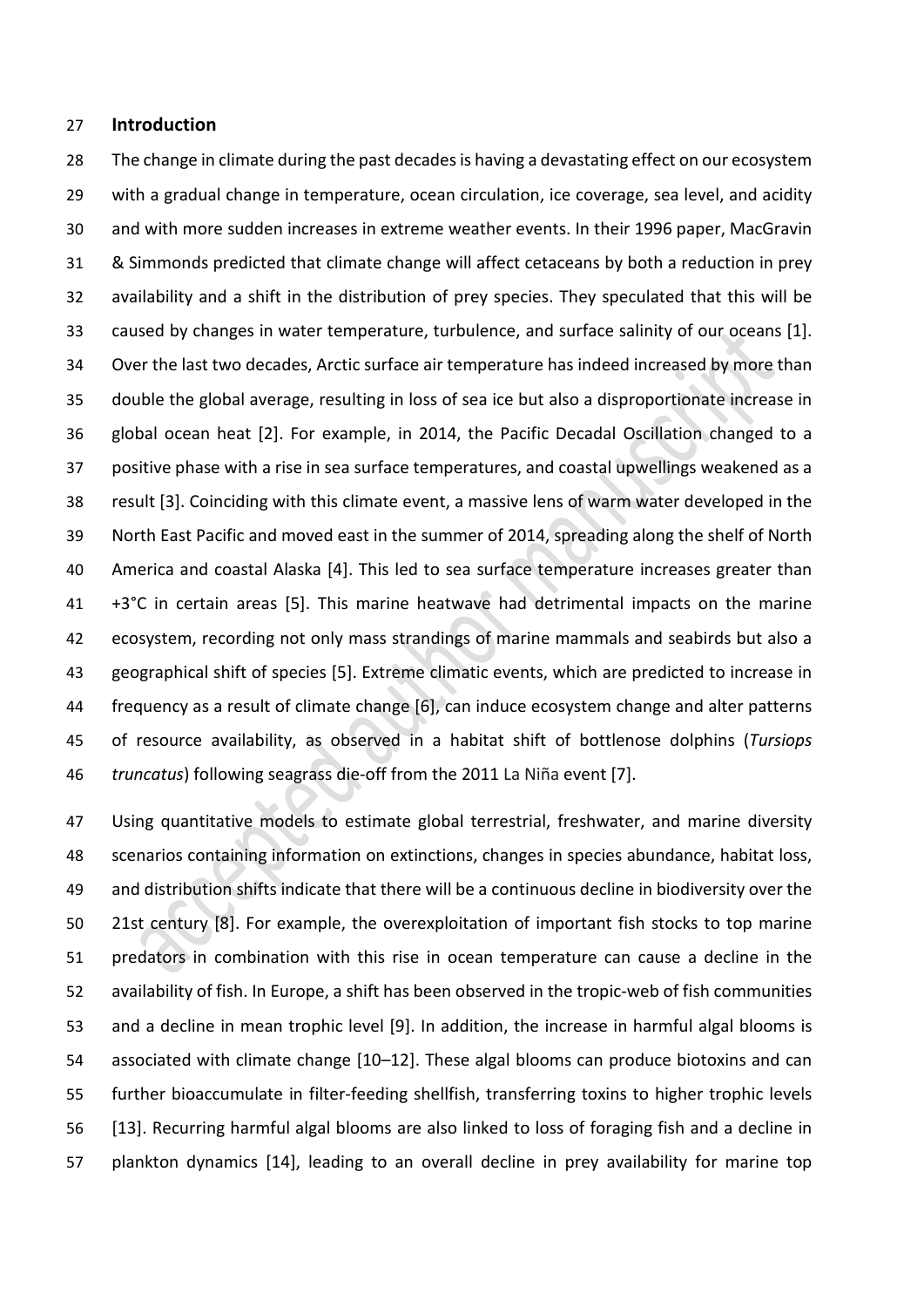## Introduction

The change in climate during the past decades is having a devastating effect on our ecosystem with a gradual change in temperature, ocean circulation, ice coverage, sea level, and acidity and with more sudden increases in extreme weather events. In their 1996 paper, MacGravin & Simmonds predicted that climate change will affect cetaceans by both a reduction in prey availability and a shift in the distribution of prey species. They speculated that this will be caused by changes in water temperature, turbulence, and surface salinity of our oceans [1]. Over the last two decades, Arctic surface air temperature has indeed increased by more than double the global average, resulting in loss of sea ice but also a disproportionate increase in global ocean heat [2]. For example, in 2014, the Pacific Decadal Oscillation changed to a positive phase with a rise in sea surface temperatures, and coastal upwellings weakened as a result [3]. Coinciding with this climate event, a massive lens of warm water developed in the North East Pacific and moved east in the summer of 2014, spreading along the shelf of North America and coastal Alaska [4]. This led to sea surface temperature increases greater than +3°C in certain areas [5]. This marine heatwave had detrimental impacts on the marine ecosystem, recording not only mass strandings of marine mammals and seabirds but also a geographical shift of species [5]. Extreme climatic events, which are predicted to increase in frequency as a result of climate change [6], can induce ecosystem change and alter patterns of resource availability, as observed in a habitat shift of bottlenose dolphins (*Tursiops truncatus*) following seagrass die-off from the 2011 La Niña event [7].

Using quantitative models to estimate global terrestrial, freshwater, and marine diversity scenarios containing information on extinctions, changes in species abundance, habitat loss, and distribution shifts indicate that there will be a continuous decline in biodiversity over the 21st century [8]. For example, the overexploitation of important fish stocks to top marine predators in combination with this rise in ocean temperature can cause a decline in the availability of fish. In Europe, a shift has been observed in the tropic-web of fish communities and a decline in mean trophic level [9]. In addition, the increase in harmful algal blooms is associated with climate change [10–12]. These algal blooms can produce biotoxins and can further bioaccumulate in filter-feeding shellfish, transferring toxins to higher trophic levels [13]. Recurring harmful algal blooms are also linked to loss of foraging fish and a decline in plankton dynamics [14], leading to an overall decline in prey availability for marine top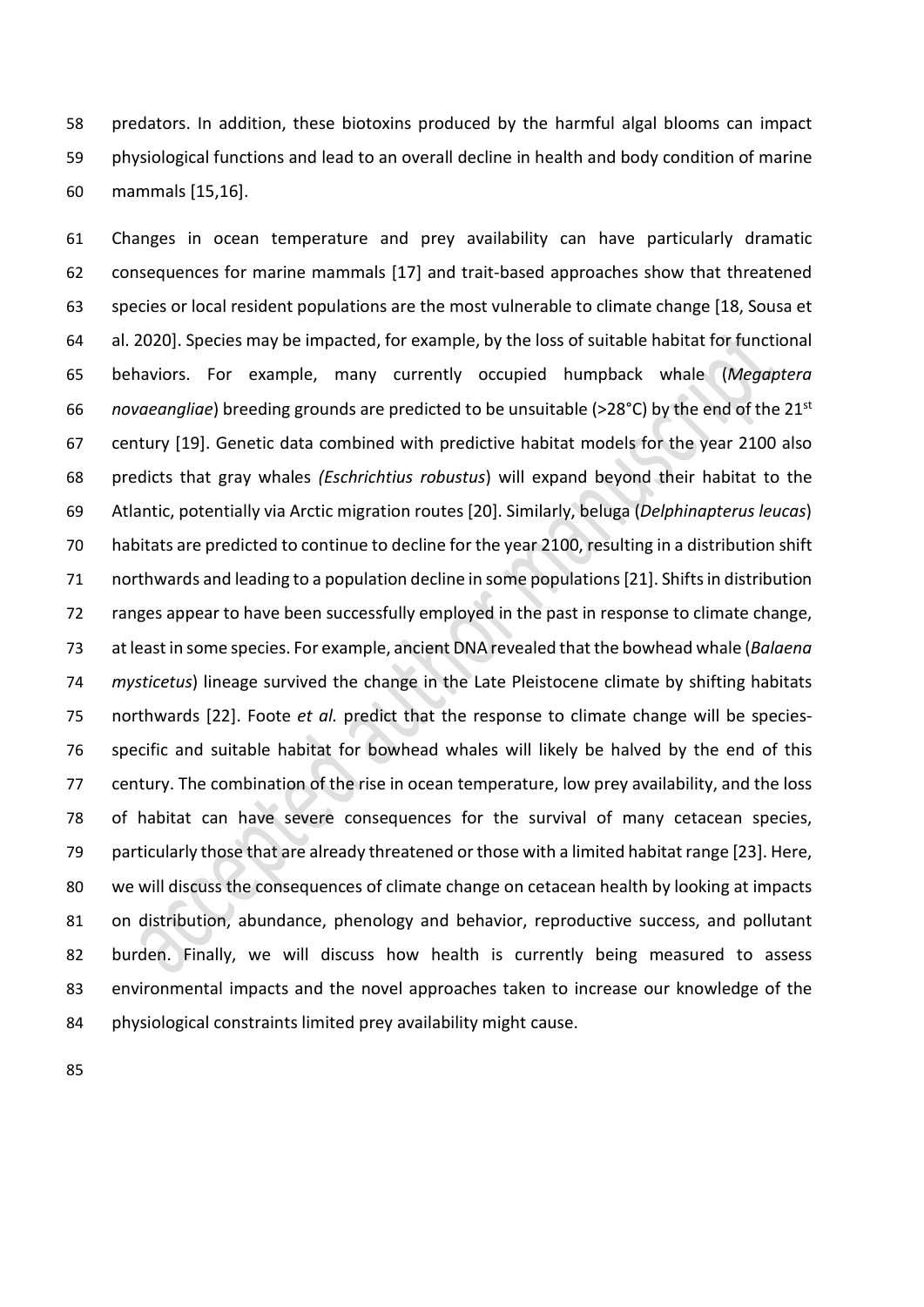predators. In addition, these biotoxins produced by the harmful algal blooms can impact physiological functions and lead to an overall decline in health and body condition of marine mammals [15,16].

Changes in ocean temperature and prey availability can have particularly dramatic consequences for marine mammals [17] and trait-based approaches show that threatened species or local resident populations are the most vulnerable to climate change [18, Sousa et al. 2020]. Species may be impacted, for example, by the loss of suitable habitat for functional behaviors. For example, many currently occupied humpback whale (*Megaptera novaeangliae*) breeding grounds are predicted to be unsuitable (>28°C) by the end of the 21st century [19]. Genetic data combined with predictive habitat models for the year 2100 also predicts that gray whales *(Eschrichtius robustus*) will expand beyond their habitat to the Atlantic, potentially via Arctic migration routes [20]. Similarly, beluga (*Delphinapterus leucas*) habitats are predicted to continue to decline for the year 2100, resulting in a distribution shift northwards and leading to a population decline in some populations [21]. Shifts in distribution ranges appear to have been successfully employed in the past in response to climate change, at least in some species. For example, ancient DNA revealed that the bowhead whale (*Balaena mysticetus*) lineage survived the change in the Late Pleistocene climate by shifting habitats northwards [22]. Foote *et al.* predict that the response to climate change will be species-specific and suitable habitat for bowhead whales will likely be halved by the end of this century. The combination of the rise in ocean temperature, low prey availability, and the loss of habitat can have severe consequences for the survival of many cetacean species, particularly those that are already threatened or those with a limited habitat range [23]. Here, we will discuss the consequences of climate change on cetacean health by looking at impacts on distribution, abundance, phenology and behavior, reproductive success, and pollutant burden. Finally, we will discuss how health is currently being measured to assess environmental impacts and the novel approaches taken to increase our knowledge of the physiological constraints limited prey availability might cause.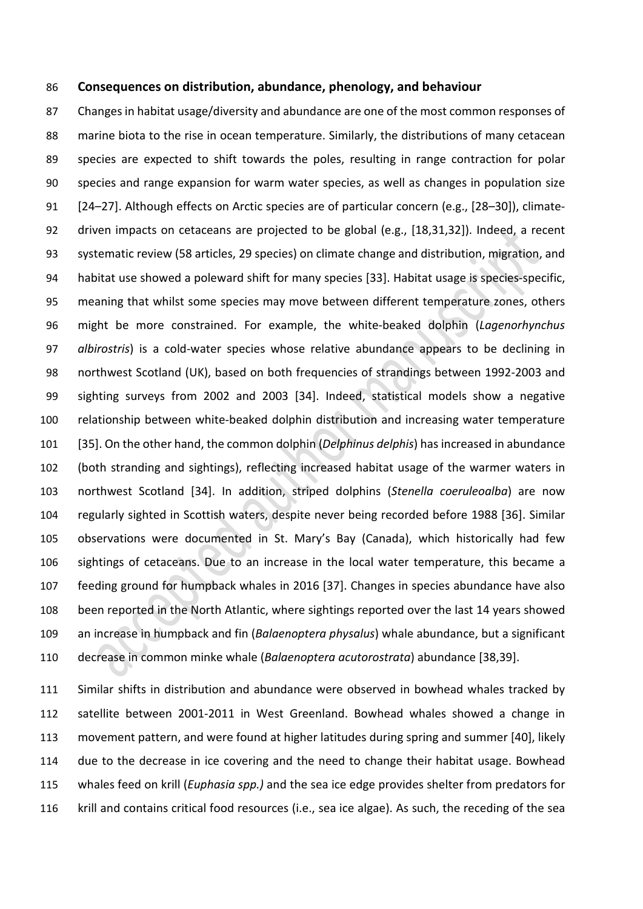## Consequences on distribution, abundance, phenology, and behaviour

Changes in habitat usage/diversity and abundance are one of the most common responses of marine biota to the rise in ocean temperature. Similarly, the distributions of many cetacean species are expected to shift towards the poles, resulting in range contraction for polar species and range expansion for warm water species, as well as changes in population size [24–27]. Although effects on Arctic species are of particular concern (e.g., [28–30]), climate-driven impacts on cetaceans are projected to be global (e.g., [18,31,32]). Indeed, a recent systematic review (58 articles, 29 species) on climate change and distribution, migration, and habitat use showed a poleward shift for many species [33]. Habitat usage is species-specific, meaning that whilst some species may move between different temperature zones, others might be more constrained. For example, the white-beaked dolphin (*Lagenorhynchus albirostris*) is a cold-water species whose relative abundance appears to be declining in northwest Scotland (UK), based on both frequencies of strandings between 1992-2003 and sighting surveys from 2002 and 2003 [34]. Indeed, statistical models show a negative relationship between white-beaked dolphin distribution and increasing water temperature [35]. On the other hand, the common dolphin (*Delphinus delphis*) has increased in abundance (both stranding and sightings), reflecting increased habitat usage of the warmer waters in northwest Scotland [34]. In addition, striped dolphins (*Stenella coeruleoalba*) are now regularly sighted in Scottish waters, despite never being recorded before 1988 [36]. Similar observations were documented in St. Mary's Bay (Canada), which historically had few sightings of cetaceans. Due to an increase in the local water temperature, this became a feeding ground for humpback whales in 2016 [37]. Changes in species abundance have also been reported in the North Atlantic, where sightings reported over the last 14 years showed an increase in humpback and fin (*Balaenoptera physalus*) whale abundance, but a significant decrease in common minke whale (*Balaenoptera acutorostrata*) abundance [38,39].

Similar shifts in distribution and abundance were observed in bowhead whales tracked by satellite between 2001-2011 in West Greenland. Bowhead whales showed a change in movement pattern, and were found at higher latitudes during spring and summer [40], likely due to the decrease in ice covering and the need to change their habitat usage. Bowhead whales feed on krill (*Euphasia spp.)* and the sea ice edge provides shelter from predators for krill and contains critical food resources (i.e., sea ice algae). As such, the receding of the sea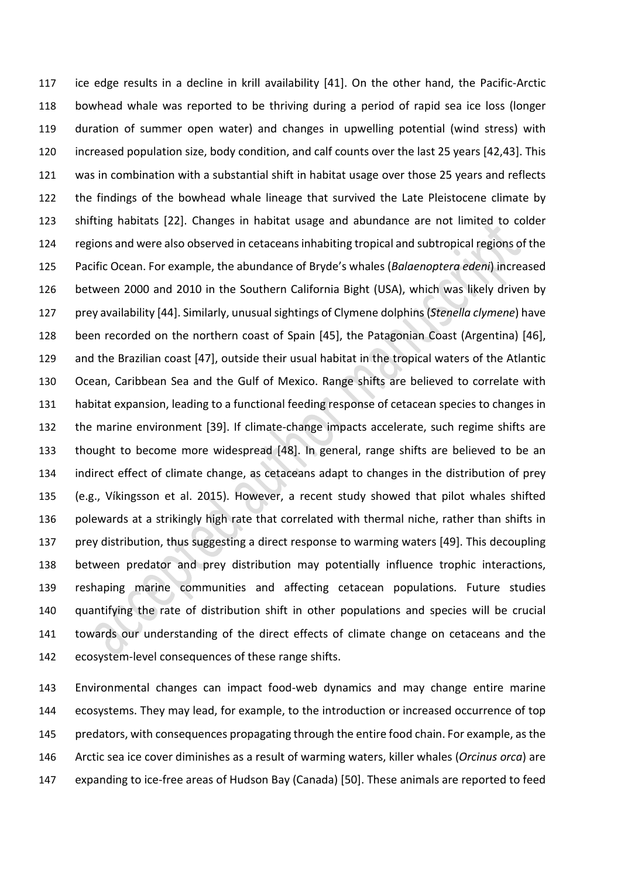ice edge results in a decline in krill availability [41]. On the other hand, the Pacific-Arctic bowhead whale was reported to be thriving during a period of rapid sea ice loss (longer duration of summer open water) and changes in upwelling potential (wind stress) with increased population size, body condition, and calf counts over the last 25 years [42,43]. This was in combination with a substantial shift in habitat usage over those 25 years and reflects the findings of the bowhead whale lineage that survived the Late Pleistocene climate by shifting habitats [22]. Changes in habitat usage and abundance are not limited to colder regions and were also observed in cetaceans inhabiting tropical and subtropical regions of the Pacific Ocean. For example, the abundance of Bryde's whales (*Balaenoptera edeni*) increased between 2000 and 2010 in the Southern California Bight (USA), which was likely driven by prey availability [44]. Similarly, unusual sightings of Clymene dolphins (*Stenella clymene*) have been recorded on the northern coast of Spain [45], the Patagonian Coast (Argentina) [46], and the Brazilian coast [47], outside their usual habitat in the tropical waters of the Atlantic Ocean, Caribbean Sea and the Gulf of Mexico. Range shifts are believed to correlate with habitat expansion, leading to a functional feeding response of cetacean species to changes in the marine environment [39]. If climate-change impacts accelerate, such regime shifts are thought to become more widespread [48]. In general, range shifts are believed to be an indirect effect of climate change, as cetaceans adapt to changes in the distribution of prey (e.g., Víkingsson et al. 2015). However, a recent study showed that pilot whales shifted polewards at a strikingly high rate that correlated with thermal niche, rather than shifts in prey distribution, thus suggesting a direct response to warming waters [49]. This decoupling between predator and prey distribution may potentially influence trophic interactions, reshaping marine communities and affecting cetacean populations. Future studies quantifying the rate of distribution shift in other populations and species will be crucial towards our understanding of the direct effects of climate change on cetaceans and the ecosystem-level consequences of these range shifts.

Environmental changes can impact food-web dynamics and may change entire marine ecosystems. They may lead, for example, to the introduction or increased occurrence of top predators, with consequences propagating through the entire food chain. For example, as the Arctic sea ice cover diminishes as a result of warming waters, killer whales (*Orcinus orca*) are expanding to ice-free areas of Hudson Bay (Canada) [50]. These animals are reported to feed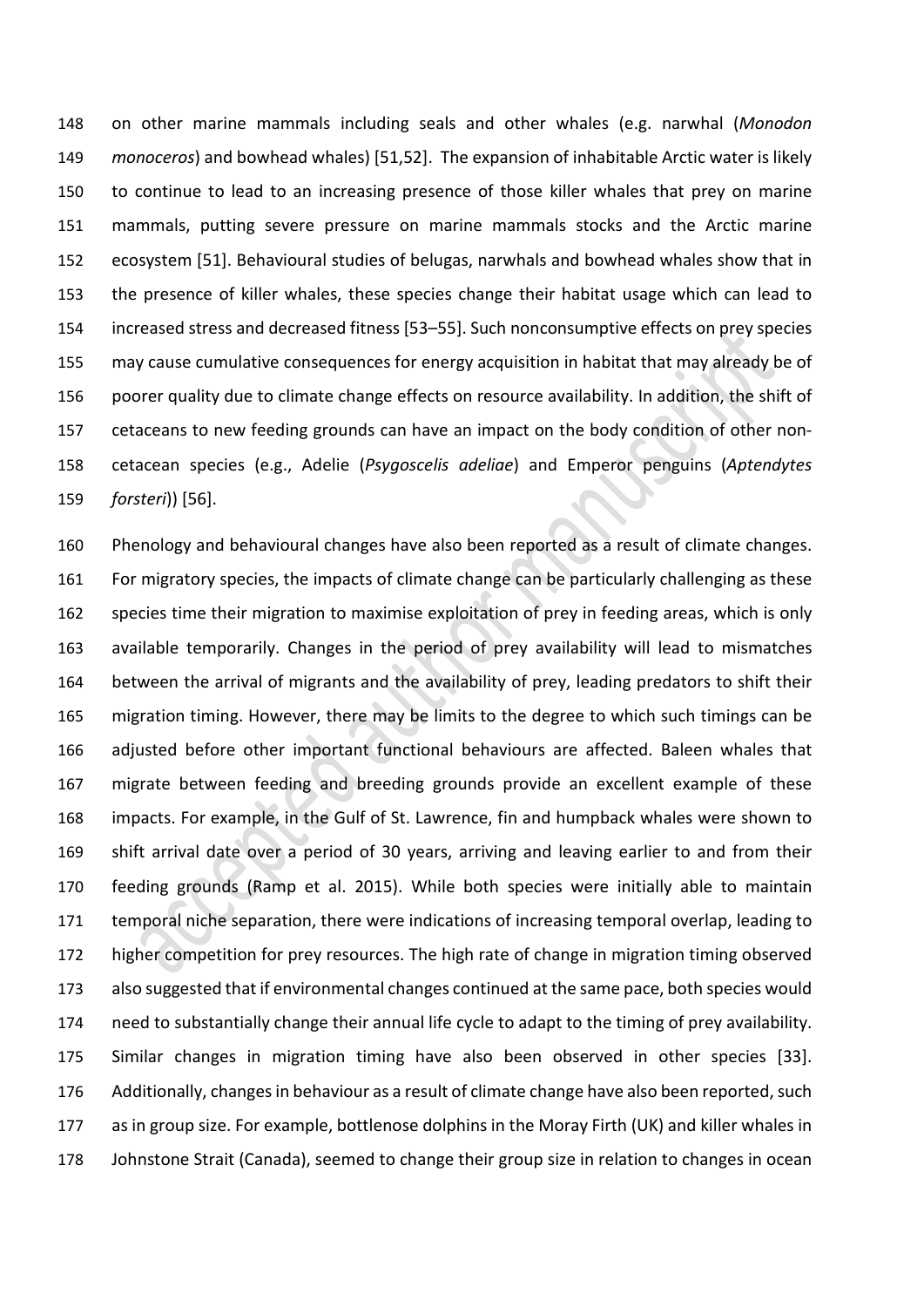on other marine mammals including seals and other whales (e.g. narwhal (*Monodon monoceros*) and bowhead whales) [51,52]. The expansion of inhabitable Arctic water is likely to continue to lead to an increasing presence of those killer whales that prey on marine mammals, putting severe pressure on marine mammals stocks and the Arctic marine ecosystem [51]. Behavioural studies of belugas, narwhals and bowhead whales show that in the presence of killer whales, these species change their habitat usage which can lead to increased stress and decreased fitness [53–55]. Such nonconsumptive effects on prey species may cause cumulative consequences for energy acquisition in habitat that may already be of poorer quality due to climate change effects on resource availability. In addition, the shift of cetaceans to new feeding grounds can have an impact on the body condition of other non-cetacean species (e.g., Adelie (*Psygoscelis adeliae*) and Emperor penguins (*Aptendytes forsteri*)) [56].

Phenology and behavioural changes have also been reported as a result of climate changes. For migratory species, the impacts of climate change can be particularly challenging as these species time their migration to maximise exploitation of prey in feeding areas, which is only available temporarily. Changes in the period of prey availability will lead to mismatches between the arrival of migrants and the availability of prey, leading predators to shift their migration timing. However, there may be limits to the degree to which such timings can be adjusted before other important functional behaviours are affected. Baleen whales that migrate between feeding and breeding grounds provide an excellent example of these impacts. For example, in the Gulf of St. Lawrence, fin and humpback whales were shown to shift arrival date over a period of 30 years, arriving and leaving earlier to and from their feeding grounds (Ramp et al. 2015). While both species were initially able to maintain temporal niche separation, there were indications of increasing temporal overlap, leading to higher competition for prey resources. The high rate of change in migration timing observed also suggested that if environmental changes continued at the same pace, both species would need to substantially change their annual life cycle to adapt to the timing of prey availability. Similar changes in migration timing have also been observed in other species [33]. Additionally, changes in behaviour as a result of climate change have also been reported, such as in group size. For example, bottlenose dolphins in the Moray Firth (UK) and killer whales in Johnstone Strait (Canada), seemed to change their group size in relation to changes in ocean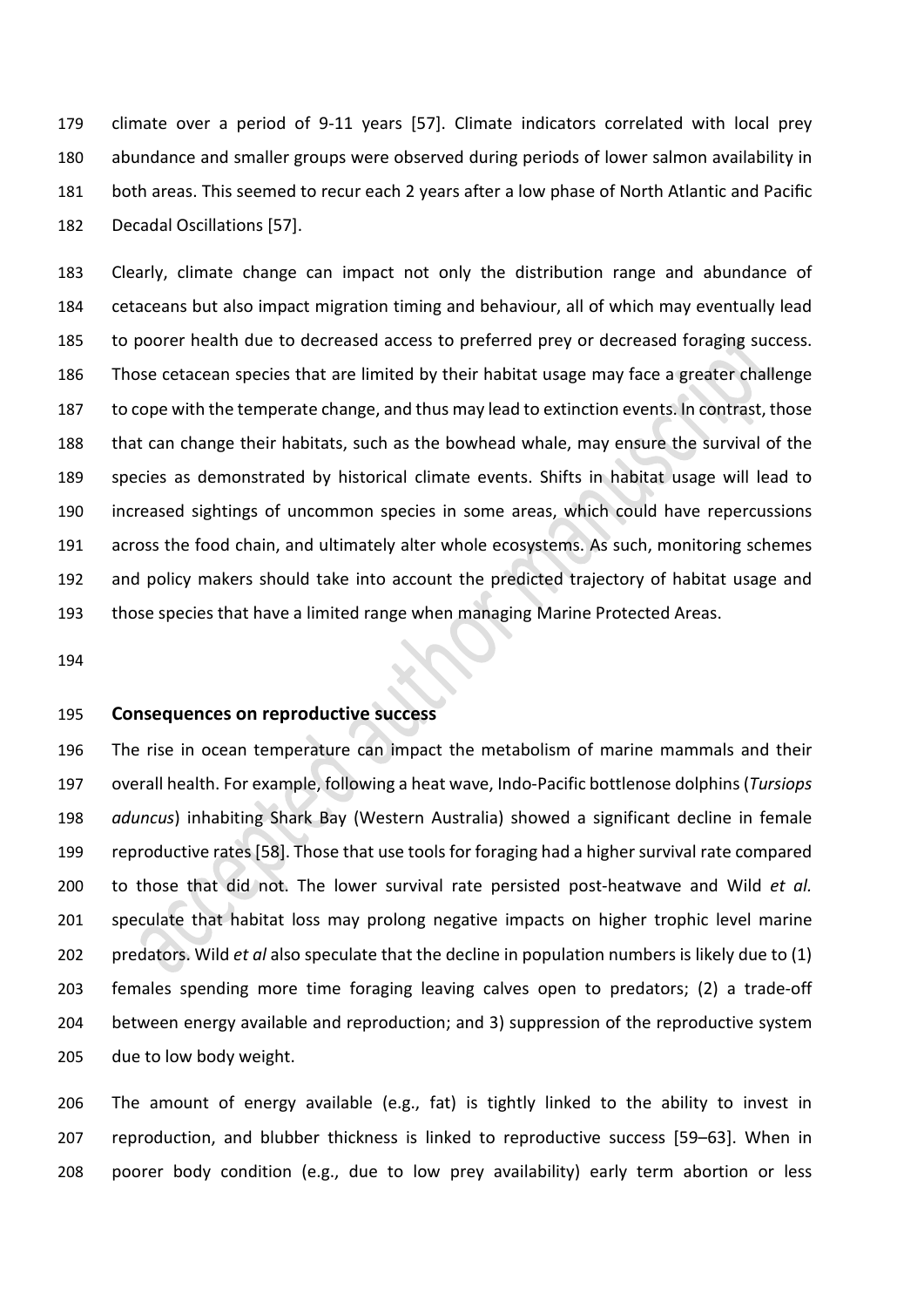climate over a period of 9-11 years [57]. Climate indicators correlated with local prey abundance and smaller groups were observed during periods of lower salmon availability in both areas. This seemed to recur each 2 years after a low phase of North Atlantic and Pacific Decadal Oscillations [57].

Clearly, climate change can impact not only the distribution range and abundance of cetaceans but also impact migration timing and behaviour, all of which may eventually lead to poorer health due to decreased access to preferred prey or decreased foraging success. Those cetacean species that are limited by their habitat usage may face a greater challenge to cope with the temperate change, and thus may lead to extinction events. In contrast, those that can change their habitats, such as the bowhead whale, may ensure the survival of the species as demonstrated by historical climate events. Shifts in habitat usage will lead to increased sightings of uncommon species in some areas, which could have repercussions across the food chain, and ultimately alter whole ecosystems. As such, monitoring schemes and policy makers should take into account the predicted trajectory of habitat usage and those species that have a limited range when managing Marine Protected Areas.

## Consequences on reproductive success

The rise in ocean temperature can impact the metabolism of marine mammals and their overall health. For example, following a heat wave, Indo-Pacific bottlenose dolphins (*Tursiops aduncus*) inhabiting Shark Bay (Western Australia) showed a significant decline in female reproductive rates [58]. Those that use tools for foraging had a higher survival rate compared to those that did not. The lower survival rate persisted post-heatwave and Wild *et al.* speculate that habitat loss may prolong negative impacts on higher trophic level marine predators. Wild *et al* also speculate that the decline in population numbers is likely due to (1) females spending more time foraging leaving calves open to predators; (2) a trade-off between energy available and reproduction; and 3) suppression of the reproductive system due to low body weight.

The amount of energy available (e.g., fat) is tightly linked to the ability to invest in reproduction, and blubber thickness is linked to reproductive success [59–63]. When in poorer body condition (e.g., due to low prey availability) early term abortion or less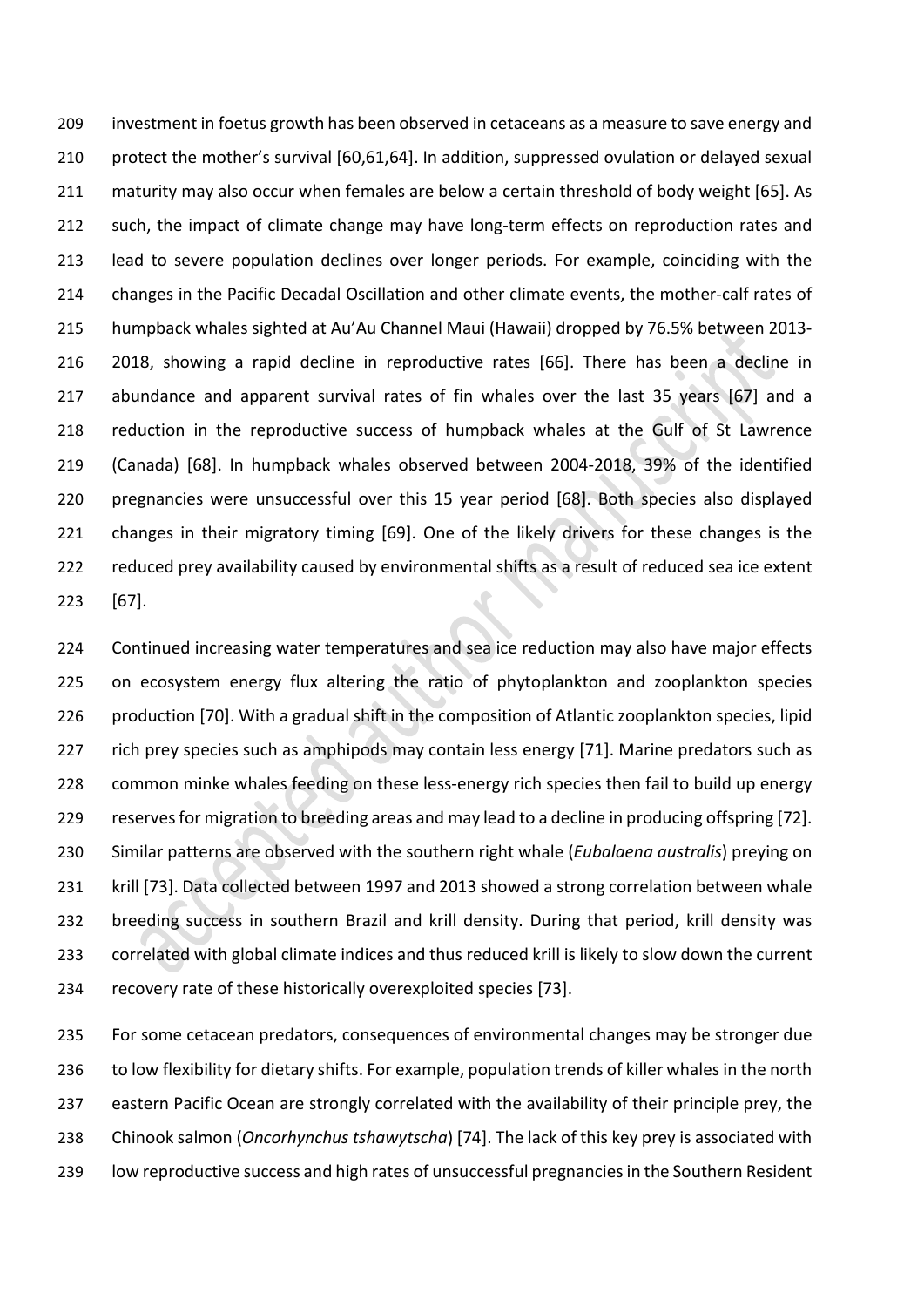investment in foetus growth has been observed in cetaceans as a measure to save energy and protect the mother's survival [60,61,64]. In addition, suppressed ovulation or delayed sexual maturity may also occur when females are below a certain threshold of body weight [65]. As such, the impact of climate change may have long-term effects on reproduction rates and lead to severe population declines over longer periods. For example, coinciding with the changes in the Pacific Decadal Oscillation and other climate events, the mother-calf rates of humpback whales sighted at Au'Au Channel Maui (Hawaii) dropped by 76.5% between 2013-2018, showing a rapid decline in reproductive rates [66]. There has been a decline in abundance and apparent survival rates of fin whales over the last 35 years [67] and a reduction in the reproductive success of humpback whales at the Gulf of St Lawrence (Canada) [68]. In humpback whales observed between 2004-2018, 39% of the identified pregnancies were unsuccessful over this 15 year period [68]. Both species also displayed changes in their migratory timing [69]. One of the likely drivers for these changes is the reduced prey availability caused by environmental shifts as a result of reduced sea ice extent [67].

Continued increasing water temperatures and sea ice reduction may also have major effects on ecosystem energy flux altering the ratio of phytoplankton and zooplankton species production [70]. With a gradual shift in the composition of Atlantic zooplankton species, lipid rich prey species such as amphipods may contain less energy [71]. Marine predators such as common minke whales feeding on these less-energy rich species then fail to build up energy reserves for migration to breeding areas and may lead to a decline in producing offspring [72]. Similar patterns are observed with the southern right whale (*Eubalaena australis*) preying on krill [73]. Data collected between 1997 and 2013 showed a strong correlation between whale breeding success in southern Brazil and krill density. During that period, krill density was correlated with global climate indices and thus reduced krill is likely to slow down the current recovery rate of these historically overexploited species [73].

For some cetacean predators, consequences of environmental changes may be stronger due to low flexibility for dietary shifts. For example, population trends of killer whales in the north eastern Pacific Ocean are strongly correlated with the availability of their principle prey, the Chinook salmon (*Oncorhynchus tshawytscha*) [74]. The lack of this key prey is associated with low reproductive success and high rates of unsuccessful pregnancies in the Southern Resident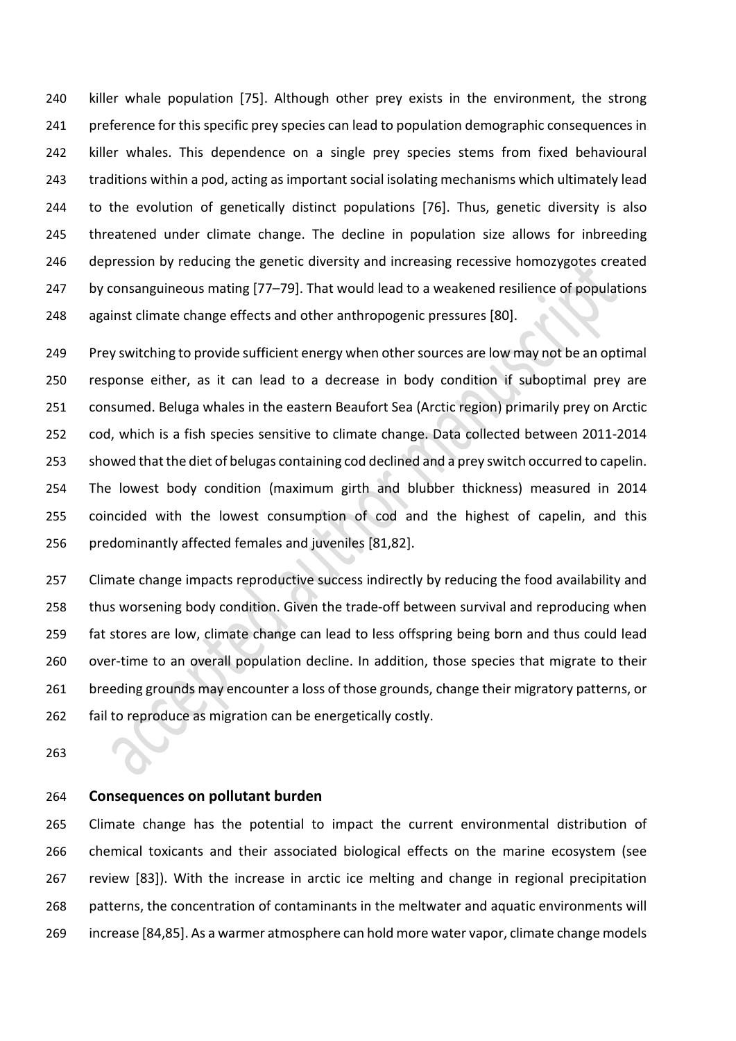killer whale population [75]. Although other prey exists in the environment, the strong preference for this specific prey species can lead to population demographic consequences in killer whales. This dependence on a single prey species stems from fixed behavioural traditions within a pod, acting as important social isolating mechanisms which ultimately lead to the evolution of genetically distinct populations [76]. Thus, genetic diversity is also threatened under climate change. The decline in population size allows for inbreeding depression by reducing the genetic diversity and increasing recessive homozygotes created by consanguineous mating [77–79]. That would lead to a weakened resilience of populations against climate change effects and other anthropogenic pressures [80].

Prey switching to provide sufficient energy when other sources are low may not be an optimal response either, as it can lead to a decrease in body condition if suboptimal prey are consumed. Beluga whales in the eastern Beaufort Sea (Arctic region) primarily prey on Arctic cod, which is a fish species sensitive to climate change. Data collected between 2011-2014 showed that the diet of belugas containing cod declined and a prey switch occurred to capelin. The lowest body condition (maximum girth and blubber thickness) measured in 2014 coincided with the lowest consumption of cod and the highest of capelin, and this predominantly affected females and juveniles [81,82].

Climate change impacts reproductive success indirectly by reducing the food availability and thus worsening body condition. Given the trade-off between survival and reproducing when fat stores are low, climate change can lead to less offspring being born and thus could lead over-time to an overall population decline. In addition, those species that migrate to their breeding grounds may encounter a loss of those grounds, change their migratory patterns, or fail to reproduce as migration can be energetically costly.

## Consequences on pollutant burden

Climate change has the potential to impact the current environmental distribution of chemical toxicants and their associated biological effects on the marine ecosystem (see review [83]). With the increase in arctic ice melting and change in regional precipitation patterns, the concentration of contaminants in the meltwater and aquatic environments will increase [84,85]. As a warmer atmosphere can hold more water vapor, climate change models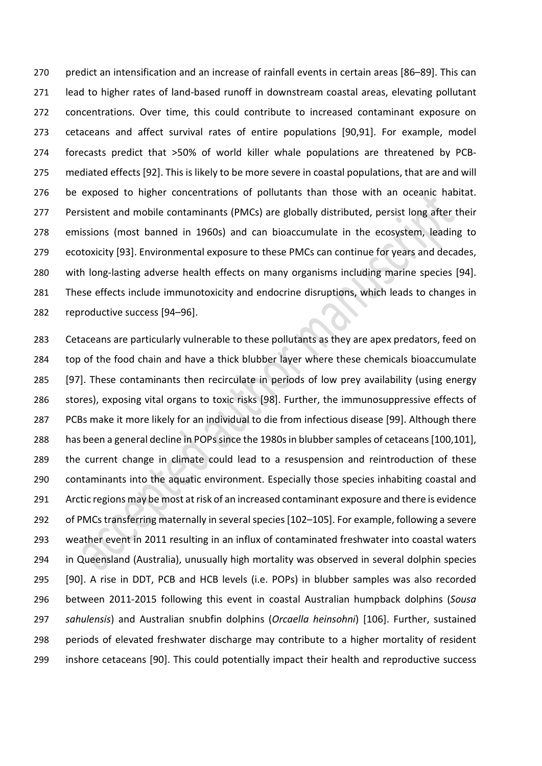predict an intensification and an increase of rainfall events in certain areas [86–89]. This can lead to higher rates of land-based runoff in downstream coastal areas, elevating pollutant concentrations. Over time, this could contribute to increased contaminant exposure on cetaceans and affect survival rates of entire populations [90,91]. For example, model forecasts predict that >50% of world killer whale populations are threatened by PCB-mediated effects [92]. This is likely to be more severe in coastal populations, that are and will be exposed to higher concentrations of pollutants than those with an oceanic habitat. Persistent and mobile contaminants (PMCs) are globally distributed, persist long after their emissions (most banned in 1960s) and can bioaccumulate in the ecosystem, leading to ecotoxicity [93]. Environmental exposure to these PMCs can continue for years and decades, with long-lasting adverse health effects on many organisms including marine species [94]. These effects include immunotoxicity and endocrine disruptions, which leads to changes in reproductive success [94–96].

Cetaceans are particularly vulnerable to these pollutants as they are apex predators, feed on top of the food chain and have a thick blubber layer where these chemicals bioaccumulate [97]. These contaminants then recirculate in periods of low prey availability (using energy stores), exposing vital organs to toxic risks [98]. Further, the immunosuppressive effects of PCBs make it more likely for an individual to die from infectious disease [99]. Although there has been a general decline in POPs since the 1980s in blubber samples of cetaceans [100,101], the current change in climate could lead to a resuspension and reintroduction of these contaminants into the aquatic environment. Especially those species inhabiting coastal and Arctic regions may be most at risk of an increased contaminant exposure and there is evidence of PMCs transferring maternally in several species [102–105]. For example, following a severe weather event in 2011 resulting in an influx of contaminated freshwater into coastal waters in Queensland (Australia), unusually high mortality was observed in several dolphin species [90]. A rise in DDT, PCB and HCB levels (i.e. POPs) in blubber samples was also recorded between 2011-2015 following this event in coastal Australian humpback dolphins (*Sousa sahulensis*) and Australian snubfin dolphins (*Orcaella heinsohni*) [106]. Further, sustained periods of elevated freshwater discharge may contribute to a higher mortality of resident inshore cetaceans [90]. This could potentially impact their health and reproductive success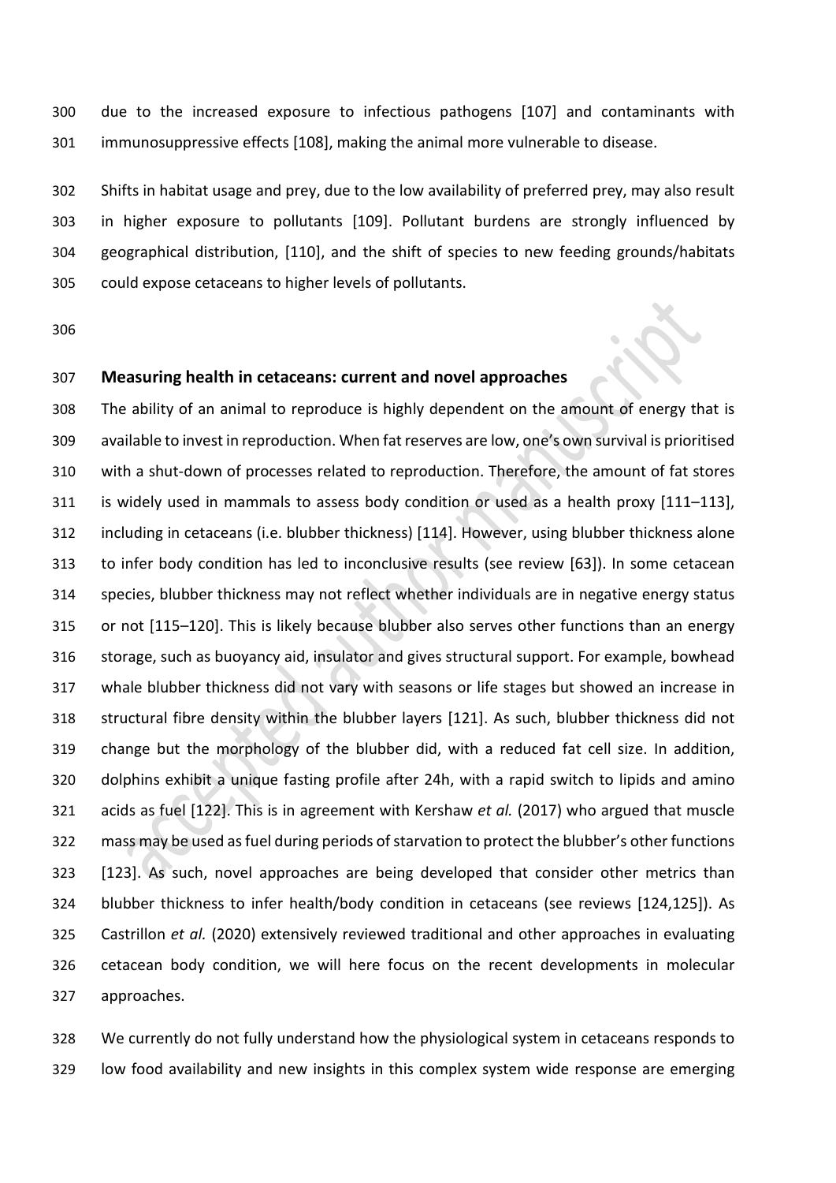due to the increased exposure to infectious pathogens [107] and contaminants with immunosuppressive effects [108], making the animal more vulnerable to disease.

Shifts in habitat usage and prey, due to the low availability of preferred prey, may also result in higher exposure to pollutants [109]. Pollutant burdens are strongly influenced by geographical distribution, [110], and the shift of species to new feeding grounds/habitats could expose cetaceans to higher levels of pollutants.

## Measuring health in cetaceans: current and novel approaches

The ability of an animal to reproduce is highly dependent on the amount of energy that is available to invest in reproduction. When fat reserves are low, one's own survival is prioritised with a shut-down of processes related to reproduction. Therefore, the amount of fat stores is widely used in mammals to assess body condition or used as a health proxy [111–113], including in cetaceans (i.e. blubber thickness) [114]. However, using blubber thickness alone to infer body condition has led to inconclusive results (see review [63]). In some cetacean species, blubber thickness may not reflect whether individuals are in negative energy status or not [115–120]. This is likely because blubber also serves other functions than an energy storage, such as buoyancy aid, insulator and gives structural support. For example, bowhead whale blubber thickness did not vary with seasons or life stages but showed an increase in structural fibre density within the blubber layers [121]. As such, blubber thickness did not change but the morphology of the blubber did, with a reduced fat cell size. In addition, dolphins exhibit a unique fasting profile after 24h, with a rapid switch to lipids and amino acids as fuel [122]. This is in agreement with Kershaw *et al.* (2017) who argued that muscle mass may be used as fuel during periods of starvation to protect the blubber's other functions [123]. As such, novel approaches are being developed that consider other metrics than blubber thickness to infer health/body condition in cetaceans (see reviews [124,125]). As Castrillon *et al.* (2020) extensively reviewed traditional and other approaches in evaluating cetacean body condition, we will here focus on the recent developments in molecular approaches.

We currently do not fully understand how the physiological system in cetaceans responds to low food availability and new insights in this complex system wide response are emerging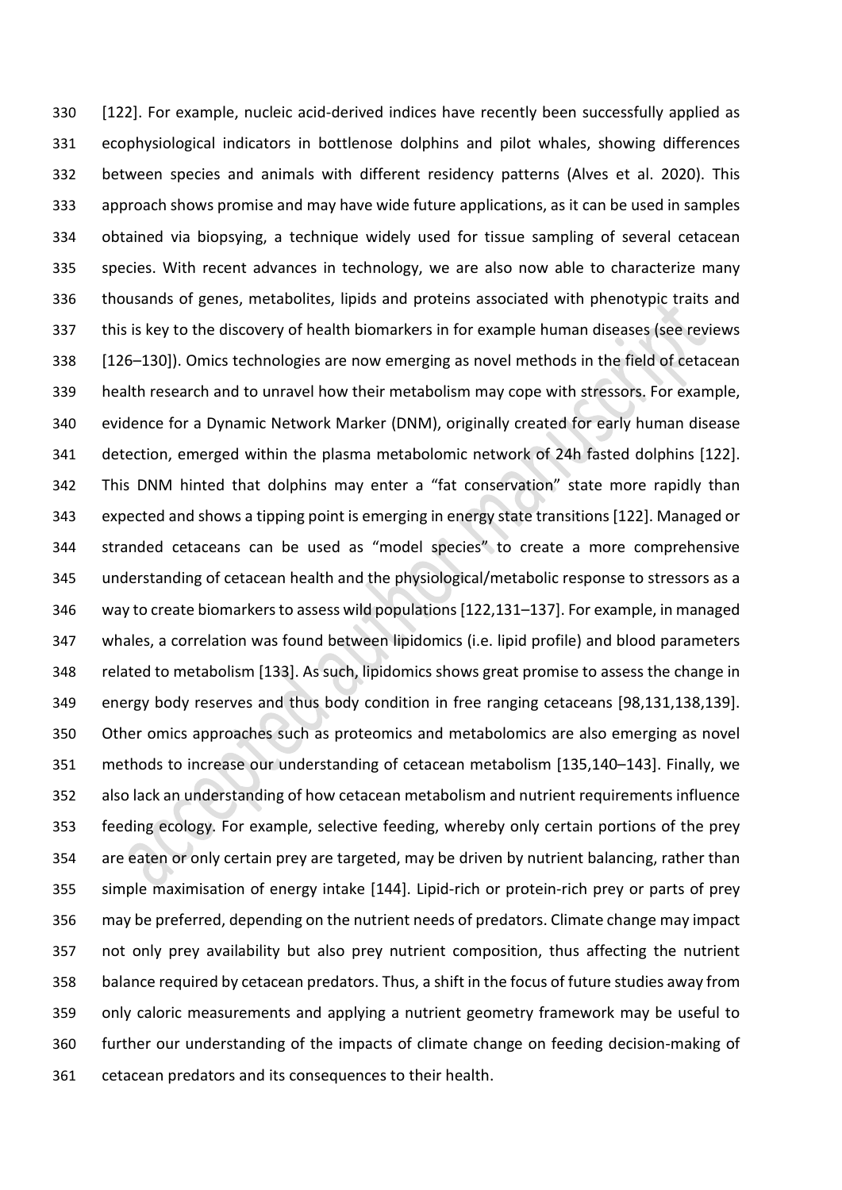[122]. For example, nucleic acid-derived indices have recently been successfully applied as ecophysiological indicators in bottlenose dolphins and pilot whales, showing differences between species and animals with different residency patterns (Alves et al. 2020). This approach shows promise and may have wide future applications, as it can be used in samples obtained via biopsying, a technique widely used for tissue sampling of several cetacean species. With recent advances in technology, we are also now able to characterize many thousands of genes, metabolites, lipids and proteins associated with phenotypic traits and this is key to the discovery of health biomarkers in for example human diseases (see reviews [126–130]). Omics technologies are now emerging as novel methods in the field of cetacean health research and to unravel how their metabolism may cope with stressors. For example, evidence for a Dynamic Network Marker (DNM), originally created for early human disease detection, emerged within the plasma metabolomic network of 24h fasted dolphins [122]. This DNM hinted that dolphins may enter a "fat conservation" state more rapidly than expected and shows a tipping point is emerging in energy state transitions [122]. Managed or stranded cetaceans can be used as "model species" to create a more comprehensive understanding of cetacean health and the physiological/metabolic response to stressors as a way to create biomarkers to assess wild populations [122,131–137]. For example, in managed whales, a correlation was found between lipidomics (i.e. lipid profile) and blood parameters related to metabolism [133]. As such, lipidomics shows great promise to assess the change in energy body reserves and thus body condition in free ranging cetaceans [98,131,138,139]. Other omics approaches such as proteomics and metabolomics are also emerging as novel methods to increase our understanding of cetacean metabolism [135,140–143]. Finally, we also lack an understanding of how cetacean metabolism and nutrient requirements influence feeding ecology. For example, selective feeding, whereby only certain portions of the prey are eaten or only certain prey are targeted, may be driven by nutrient balancing, rather than simple maximisation of energy intake [144]. Lipid-rich or protein-rich prey or parts of prey may be preferred, depending on the nutrient needs of predators. Climate change may impact not only prey availability but also prey nutrient composition, thus affecting the nutrient balance required by cetacean predators. Thus, a shift in the focus of future studies away from only caloric measurements and applying a nutrient geometry framework may be useful to further our understanding of the impacts of climate change on feeding decision-making of cetacean predators and its consequences to their health.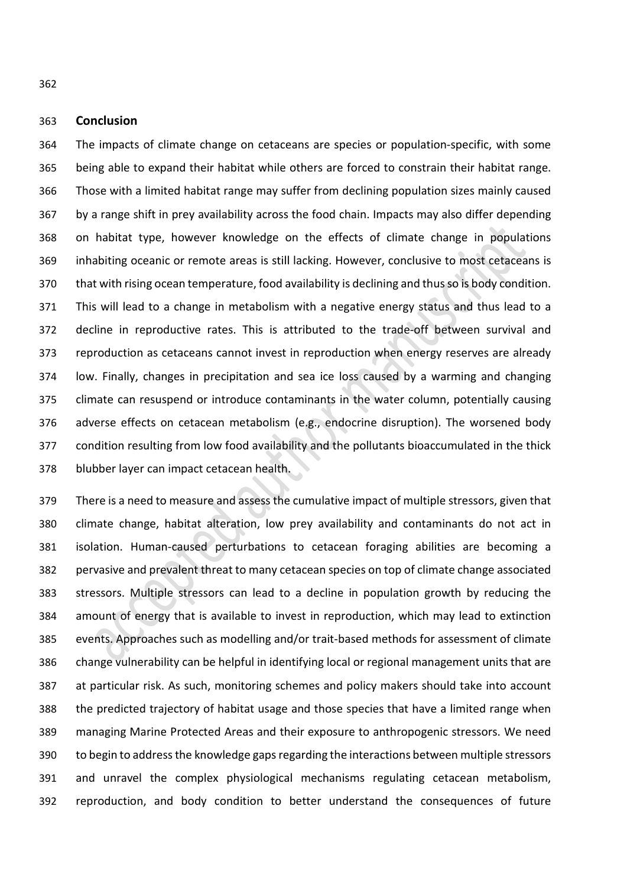## Conclusion

The impacts of climate change on cetaceans are species or population-specific, with some being able to expand their habitat while others are forced to constrain their habitat range. Those with a limited habitat range may suffer from declining population sizes mainly caused by a range shift in prey availability across the food chain. Impacts may also differ depending on habitat type, however knowledge on the effects of climate change in populations inhabiting oceanic or remote areas is still lacking. However, conclusive to most cetaceans is that with rising ocean temperature, food availability is declining and thus so is body condition. This will lead to a change in metabolism with a negative energy status and thus lead to a decline in reproductive rates. This is attributed to the trade-off between survival and reproduction as cetaceans cannot invest in reproduction when energy reserves are already low. Finally, changes in precipitation and sea ice loss caused by a warming and changing climate can resuspend or introduce contaminants in the water column, potentially causing adverse effects on cetacean metabolism (e.g., endocrine disruption). The worsened body condition resulting from low food availability and the pollutants bioaccumulated in the thick blubber layer can impact cetacean health.

There is a need to measure and assess the cumulative impact of multiple stressors, given that climate change, habitat alteration, low prey availability and contaminants do not act in isolation. Human-caused perturbations to cetacean foraging abilities are becoming a pervasive and prevalent threat to many cetacean species on top of climate change associated stressors. Multiple stressors can lead to a decline in population growth by reducing the amount of energy that is available to invest in reproduction, which may lead to extinction events. Approaches such as modelling and/or trait-based methods for assessment of climate change vulnerability can be helpful in identifying local or regional management units that are at particular risk. As such, monitoring schemes and policy makers should take into account the predicted trajectory of habitat usage and those species that have a limited range when managing Marine Protected Areas and their exposure to anthropogenic stressors. We need to begin to address the knowledge gaps regarding the interactions between multiple stressors and unravel the complex physiological mechanisms regulating cetacean metabolism, reproduction, and body condition to better understand the consequences of future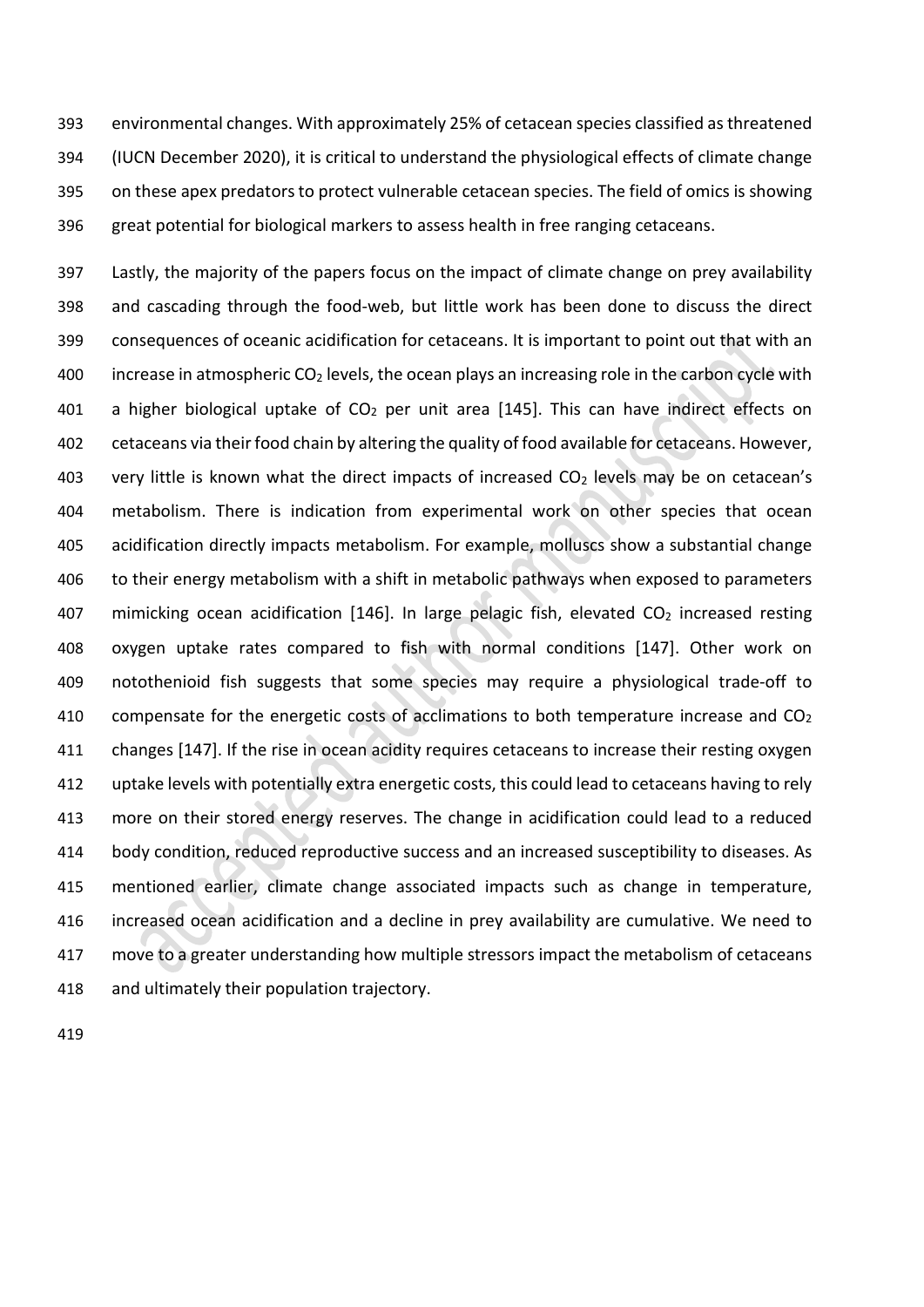environmental changes. With approximately 25% of cetacean species classified as threatened (IUCN December 2020), it is critical to understand the physiological effects of climate change on these apex predators to protect vulnerable cetacean species. The field of omics is showing great potential for biological markers to assess health in free ranging cetaceans.

Lastly, the majority of the papers focus on the impact of climate change on prey availability and cascading through the food-web, but little work has been done to discuss the direct consequences of oceanic acidification for cetaceans. It is important to point out that with an increase in atmospheric $CO_2$ levels, the ocean plays an increasing role in the carbon cycle with a higher biological uptake of $CO_2$ per unit area [145]. This can have indirect effects on cetaceans via their food chain by altering the quality of food available for cetaceans. However, very little is known what the direct impacts of increased $CO_2$ levels may be on cetacean's metabolism. There is indication from experimental work on other species that ocean acidification directly impacts metabolism. For example, molluscs show a substantial change to their energy metabolism with a shift in metabolic pathways when exposed to parameters mimicking ocean acidification [146]. In large pelagic fish, elevated $CO_2$ increased resting oxygen uptake rates compared to fish with normal conditions [147]. Other work on notothenioid fish suggests that some species may require a physiological trade-off to compensate for the energetic costs of acclimations to both temperature increase and $CO_2$ changes [147]. If the rise in ocean acidity requires cetaceans to increase their resting oxygen uptake levels with potentially extra energetic costs, this could lead to cetaceans having to rely more on their stored energy reserves. The change in acidification could lead to a reduced body condition, reduced reproductive success and an increased susceptibility to diseases. As mentioned earlier, climate change associated impacts such as change in temperature, increased ocean acidification and a decline in prey availability are cumulative. We need to move to a greater understanding how multiple stressors impact the metabolism of cetaceans and ultimately their population trajectory.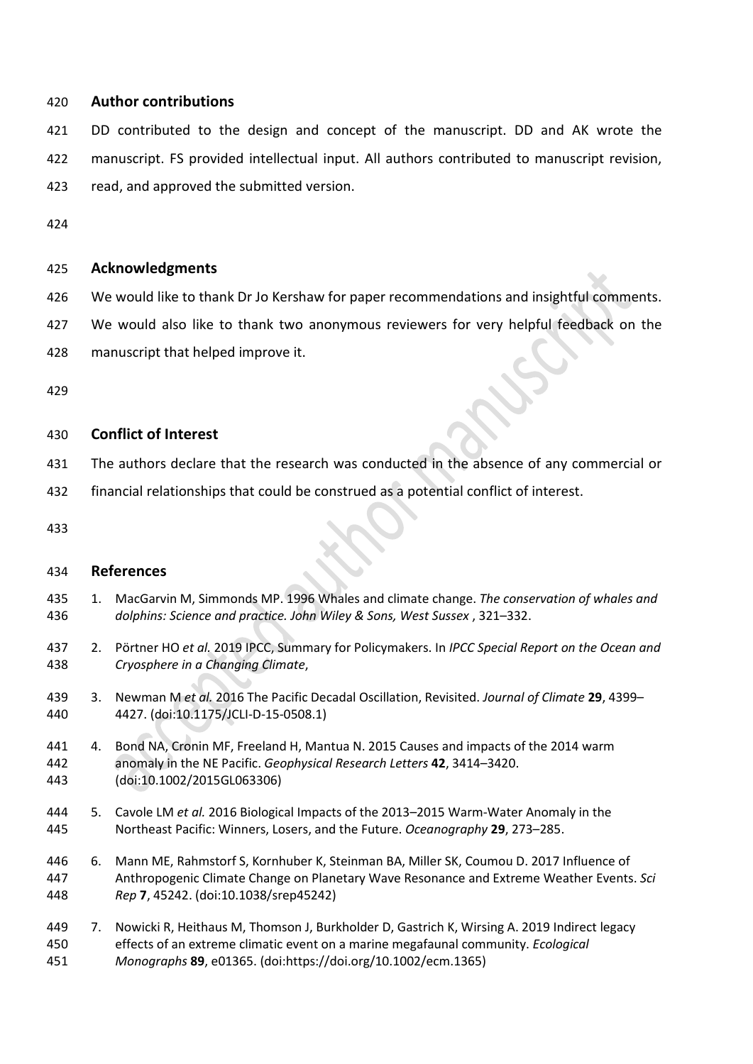## Author contributions

DD contributed to the design and concept of the manuscript. DD and AK wrote the manuscript. FS provided intellectual input. All authors contributed to manuscript revision, read, and approved the submitted version.

## Acknowledgments

We would like to thank Dr Jo Kershaw for paper recommendations and insightful comments. We would also like to thank two anonymous reviewers for very helpful feedback on the manuscript that helped improve it.

## Conflict of Interest

The authors declare that the research was conducted in the absence of any commercial or financial relationships that could be construed as a potential conflict of interest.

## References

1. MacGarvin M, Simmonds MP. 1996 Whales and climate change. *The conservation of whales and dolphins: Science and practice. John Wiley & Sons, West Sussex* , 321–332.
2. Pörtner HO *et al.* 2019 IPCC, Summary for Policymakers. In *IPCC Special Report on the Ocean and Cryosphere in a Changing Climate*,
3. Newman M *et al.* 2016 The Pacific Decadal Oscillation, Revisited. *Journal of Climate* **29**, 4399–4427. (doi:10.1175/JCLI-D-15-0508.1)
4. Bond NA, Cronin MF, Freeland H, Mantua N. 2015 Causes and impacts of the 2014 warm anomaly in the NE Pacific. *Geophysical Research Letters* **42**, 3414–3420. (doi:10.1002/2015GL063306)
5. Cavole LM *et al.* 2016 Biological Impacts of the 2013–2015 Warm-Water Anomaly in the Northeast Pacific: Winners, Losers, and the Future. *Oceanography* **29**, 273–285.
6. Mann ME, Rahmstorf S, Kornhuber K, Steinman BA, Miller SK, Coumou D. 2017 Influence of Anthropogenic Climate Change on Planetary Wave Resonance and Extreme Weather Events. *Sci Rep* **7**, 45242. (doi:10.1038/srep45242)
7. Nowicki R, Heithaus M, Thomson J, Burkholder D, Gastrich K, Wirsing A. 2019 Indirect legacy effects of an extreme climatic event on a marine megafaunal community. *Ecological Monographs* **89**, e01365. (doi:https://doi.org/10.1002/ecm.1365)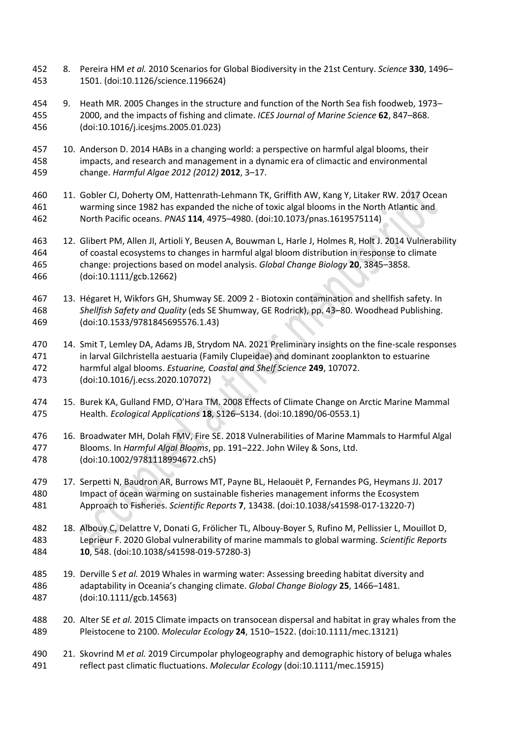8. Pereira HM *et al.* 2010 Scenarios for Global Biodiversity in the 21st Century. *Science* **330**, 1496–1501. (doi:10.1126/science.1196624)

9. Heath MR. 2005 Changes in the structure and function of the North Sea fish foodweb, 1973–2000, and the impacts of fishing and climate. *ICES Journal of Marine Science* **62**, 847–868. (doi:10.1016/j.icesjms.2005.01.023)

10. Anderson D. 2014 HABs in a changing world: a perspective on harmful algal blooms, their impacts, and research and management in a dynamic era of climactic and environmental change. *Harmful Algae 2012 (2012)* **2012**, 3–17.

11. Gobler CJ, Doherty OM, Hattenrath-Lehmann TK, Griffith AW, Kang Y, Litaker RW. 2017 Ocean warming since 1982 has expanded the niche of toxic algal blooms in the North Atlantic and North Pacific oceans. *PNAS* **114**, 4975–4980. (doi:10.1073/pnas.1619575114)

12. Glibert PM, Allen JI, Artioli Y, Beusen A, Bouwman L, Harle J, Holmes R, Holt J. 2014 Vulnerability of coastal ecosystems to changes in harmful algal bloom distribution in response to climate change: projections based on model analysis. *Global Change Biology* **20**, 3845–3858. (doi:10.1111/gcb.12662)

13. Hégaret H, Wikfors GH, Shumway SE. 2009 2 - Biotoxin contamination and shellfish safety. In *Shellfish Safety and Quality* (eds SE Shumway, GE Rodrick), pp. 43–80. Woodhead Publishing. (doi:10.1533/9781845695576.1.43)

14. Smit T, Lemley DA, Adams JB, Strydom NA. 2021 Preliminary insights on the fine-scale responses in larval Gilchristella aestuaria (Family Clupeidae) and dominant zooplankton to estuarine harmful algal blooms. *Estuarine, Coastal and Shelf Science* **249**, 107072. (doi:10.1016/j.ecss.2020.107072)

15. Burek KA, Gulland FMD, O'Hara TM. 2008 Effects of Climate Change on Arctic Marine Mammal Health. *Ecological Applications* **18**, S126–S134. (doi:10.1890/06-0553.1)

16. Broadwater MH, Dolah FMV, Fire SE. 2018 Vulnerabilities of Marine Mammals to Harmful Algal Blooms. In *Harmful Algal Blooms*, pp. 191–222. John Wiley & Sons, Ltd. (doi:10.1002/9781118994672.ch5)

17. Serpetti N, Baudron AR, Burrows MT, Payne BL, Helaouët P, Fernandes PG, Heymans JJ. 2017 Impact of ocean warming on sustainable fisheries management informs the Ecosystem Approach to Fisheries. *Scientific Reports* **7**, 13438. (doi:10.1038/s41598-017-13220-7)

18. Albouy C, Delattre V, Donati G, Frölicher TL, Albouy-Boyer S, Rufino M, Pellissier L, Mouillot D, Leprieur F. 2020 Global vulnerability of marine mammals to global warming. *Scientific Reports* **10**, 548. (doi:10.1038/s41598-019-57280-3)

19. Derville S *et al.* 2019 Whales in warming water: Assessing breeding habitat diversity and adaptability in Oceania's changing climate. *Global Change Biology* **25**, 1466–1481. (doi:10.1111/gcb.14563)

20. Alter SE *et al.* 2015 Climate impacts on transocean dispersal and habitat in gray whales from the Pleistocene to 2100. *Molecular Ecology* **24**, 1510–1522. (doi:10.1111/mec.13121)

21. Skovrind M *et al.* 2019 Circumpolar phylogeography and demographic history of beluga whales reflect past climatic fluctuations. *Molecular Ecology* (doi:10.1111/mec.15915)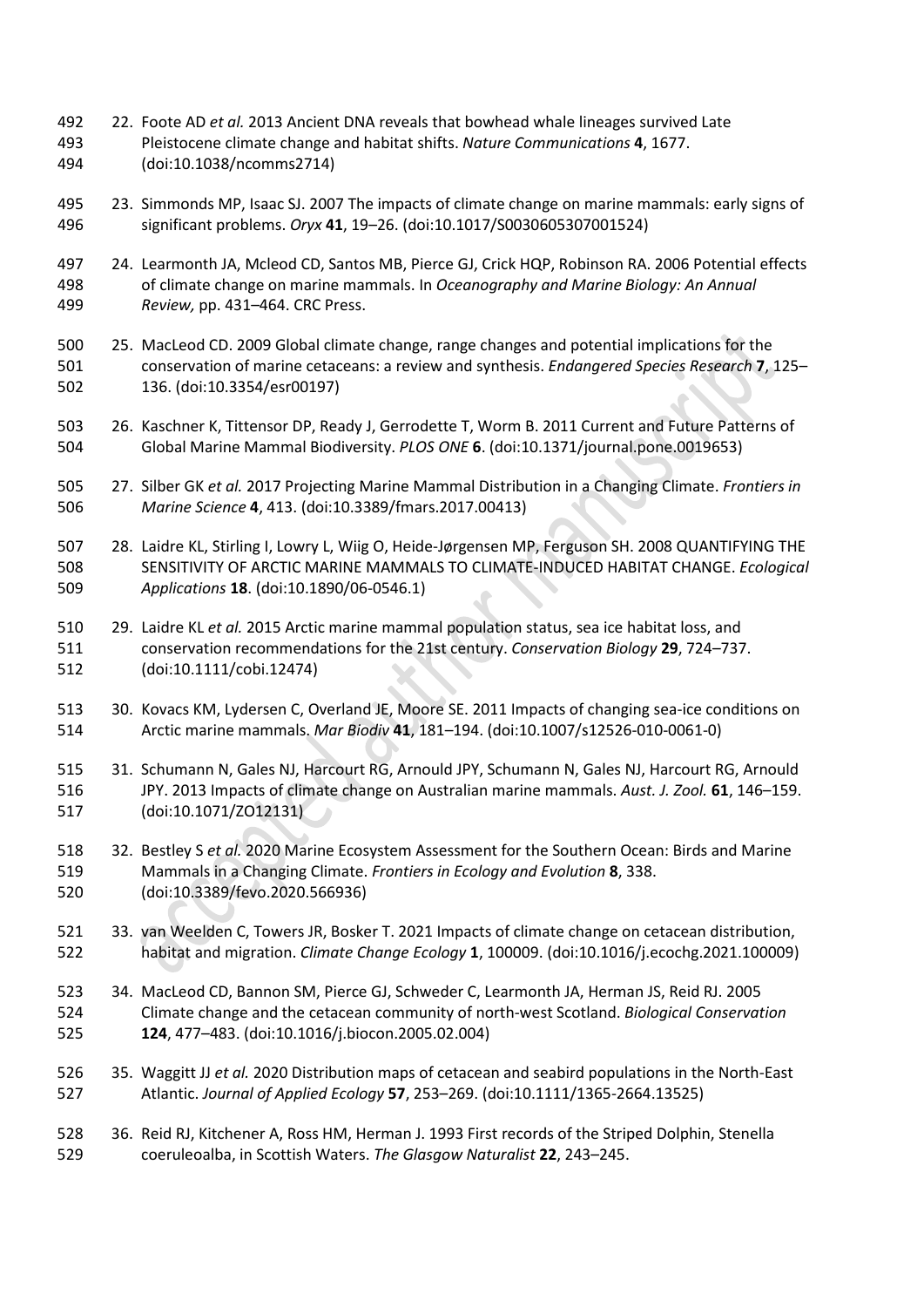22. Foote AD *et al.* 2013 Ancient DNA reveals that bowhead whale lineages survived Late Pleistocene climate change and habitat shifts. *Nature Communications* **4**, 1677. (doi:10.1038/ncomms2714)

23. Simmonds MP, Isaac SJ. 2007 The impacts of climate change on marine mammals: early signs of significant problems. *Oryx* **41**, 19–26. (doi:10.1017/S0030605307001524)

24. Learmonth JA, Mcleod CD, Santos MB, Pierce GJ, Crick HQP, Robinson RA. 2006 Potential effects of climate change on marine mammals. In *Oceanography and Marine Biology: An Annual Review,* pp. 431–464. CRC Press.

25. MacLeod CD. 2009 Global climate change, range changes and potential implications for the conservation of marine cetaceans: a review and synthesis. *Endangered Species Research* **7**, 125–136. (doi:10.3354/esr00197)

26. Kaschner K, Tittensor DP, Ready J, Gerrodette T, Worm B. 2011 Current and Future Patterns of Global Marine Mammal Biodiversity. *PLOS ONE* **6**. (doi:10.1371/journal.pone.0019653)

27. Silber GK *et al.* 2017 Projecting Marine Mammal Distribution in a Changing Climate. *Frontiers in Marine Science* **4**, 413. (doi:10.3389/fmars.2017.00413)

28. Laidre KL, Stirling I, Lowry L, Wiig O, Heide-Jørgensen MP, Ferguson SH. 2008 QUANTIFYING THE SENSITIVITY OF ARCTIC MARINE MAMMALS TO CLIMATE-INDUCED HABITAT CHANGE. *Ecological Applications* **18**. (doi:10.1890/06-0546.1)

29. Laidre KL *et al.* 2015 Arctic marine mammal population status, sea ice habitat loss, and conservation recommendations for the 21st century. *Conservation Biology* **29**, 724–737. (doi:10.1111/cobi.12474)

30. Kovacs KM, Lydersen C, Overland JE, Moore SE. 2011 Impacts of changing sea-ice conditions on Arctic marine mammals. *Mar Biodiv* **41**, 181–194. (doi:10.1007/s12526-010-0061-0)

31. Schumann N, Gales NJ, Harcourt RG, Arnould JPY, Schumann N, Gales NJ, Harcourt RG, Arnould JPY. 2013 Impacts of climate change on Australian marine mammals. *Aust. J. Zool.* **61**, 146–159. (doi:10.1071/ZO12131)

32. Bestley S *et al.* 2020 Marine Ecosystem Assessment for the Southern Ocean: Birds and Marine Mammals in a Changing Climate. *Frontiers in Ecology and Evolution* **8**, 338. (doi:10.3389/fevo.2020.566936)

33. van Weelden C, Towers JR, Bosker T. 2021 Impacts of climate change on cetacean distribution, habitat and migration. *Climate Change Ecology* **1**, 100009. (doi:10.1016/j.ecochg.2021.100009)

34. MacLeod CD, Bannon SM, Pierce GJ, Schweder C, Learmonth JA, Herman JS, Reid RJ. 2005 Climate change and the cetacean community of north-west Scotland. *Biological Conservation* **124**, 477–483. (doi:10.1016/j.biocon.2005.02.004)

35. Waggitt JJ *et al.* 2020 Distribution maps of cetacean and seabird populations in the North-East Atlantic. *Journal of Applied Ecology* **57**, 253–269. (doi:10.1111/1365-2664.13525)

36. Reid RJ, Kitchener A, Ross HM, Herman J. 1993 First records of the Striped Dolphin, Stenella coeruleoalba, in Scottish Waters. *The Glasgow Naturalist* **22**, 243–245.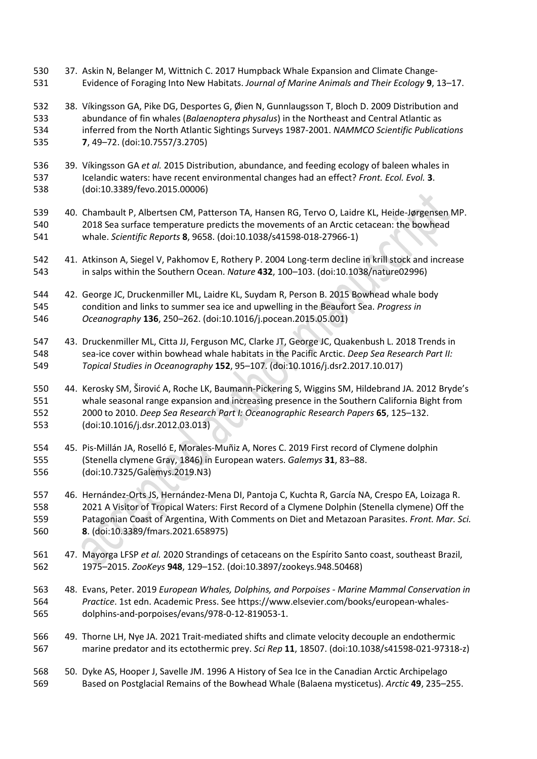37. Askin N, Belanger M, Wittnich C. 2017 Humpback Whale Expansion and Climate Change-Evidence of Foraging Into New Habitats. *Journal of Marine Animals and Their Ecology* **9**, 13–17.

38. Víkingsson GA, Pike DG, Desportes G, Øien N, Gunnlaugsson T, Bloch D. 2009 Distribution and abundance of fin whales (*Balaenoptera physalus*) in the Northeast and Central Atlantic as inferred from the North Atlantic Sightings Surveys 1987-2001. *NAMMCO Scientific Publications* **7**, 49–72. (doi:10.7557/3.2705)

39. Víkingsson GA *et al.* 2015 Distribution, abundance, and feeding ecology of baleen whales in Icelandic waters: have recent environmental changes had an effect? *Front. Ecol. Evol.* **3**. (doi:10.3389/fevo.2015.00006)

40. Chambault P, Albertsen CM, Patterson TA, Hansen RG, Tervo O, Laidre KL, Heide-Jørgensen MP. 2018 Sea surface temperature predicts the movements of an Arctic cetacean: the bowhead whale. *Scientific Reports* **8**, 9658. (doi:10.1038/s41598-018-27966-1)

41. Atkinson A, Siegel V, Pakhomov E, Rothery P. 2004 Long-term decline in krill stock and increase in salps within the Southern Ocean. *Nature* **432**, 100–103. (doi:10.1038/nature02996)

42. George JC, Druckenmiller ML, Laidre KL, Suydam R, Person B. 2015 Bowhead whale body condition and links to summer sea ice and upwelling in the Beaufort Sea. *Progress in Oceanography* **136**, 250–262. (doi:10.1016/j.pocean.2015.05.001)

43. Druckenmiller ML, Citta JJ, Ferguson MC, Clarke JT, George JC, Quakenbush L. 2018 Trends in sea-ice cover within bowhead whale habitats in the Pacific Arctic. *Deep Sea Research Part II: Topical Studies in Oceanography* **152**, 95–107. (doi:10.1016/j.dsr2.2017.10.017)

44. Kerosky SM, Širović A, Roche LK, Baumann-Pickering S, Wiggins SM, Hildebrand JA. 2012 Bryde's whale seasonal range expansion and increasing presence in the Southern California Bight from 2000 to 2010. *Deep Sea Research Part I: Oceanographic Research Papers* **65**, 125–132. (doi:10.1016/j.dsr.2012.03.013)

45. Pis-Millán JA, Roselló E, Morales-Muñiz A, Nores C. 2019 First record of Clymene dolphin (Stenella clymene Gray, 1846) in European waters. *Galemys* **31**, 83–88. (doi:10.7325/Galemys.2019.N3)

46. Hernández-Orts JS, Hernández-Mena DI, Pantoja C, Kuchta R, García NA, Crespo EA, Loizaga R. 2021 A Visitor of Tropical Waters: First Record of a Clymene Dolphin (Stenella clymene) Off the Patagonian Coast of Argentina, With Comments on Diet and Metazoan Parasites. *Front. Mar. Sci.* **8**. (doi:10.3389/fmars.2021.658975)

47. Mayorga LFSP *et al.* 2020 Strandings of cetaceans on the Espírito Santo coast, southeast Brazil, 1975–2015. *ZooKeys* **948**, 129–152. (doi:10.3897/zookeys.948.50468)

48. Evans, Peter. 2019 *European Whales, Dolphins, and Porpoises - Marine Mammal Conservation in Practice*. 1st edn. Academic Press. See https://www.elsevier.com/books/european-whales-dolphins-and-porpoises/evans/978-0-12-819053-1.

49. Thorne LH, Nye JA. 2021 Trait-mediated shifts and climate velocity decouple an endothermic marine predator and its ectothermic prey. *Sci Rep* **11**, 18507. (doi:10.1038/s41598-021-97318-z)

50. Dyke AS, Hooper J, Savelle JM. 1996 A History of Sea Ice in the Canadian Arctic Archipelago Based on Postglacial Remains of the Bowhead Whale (Balaena mysticetus). *Arctic* **49**, 235–255.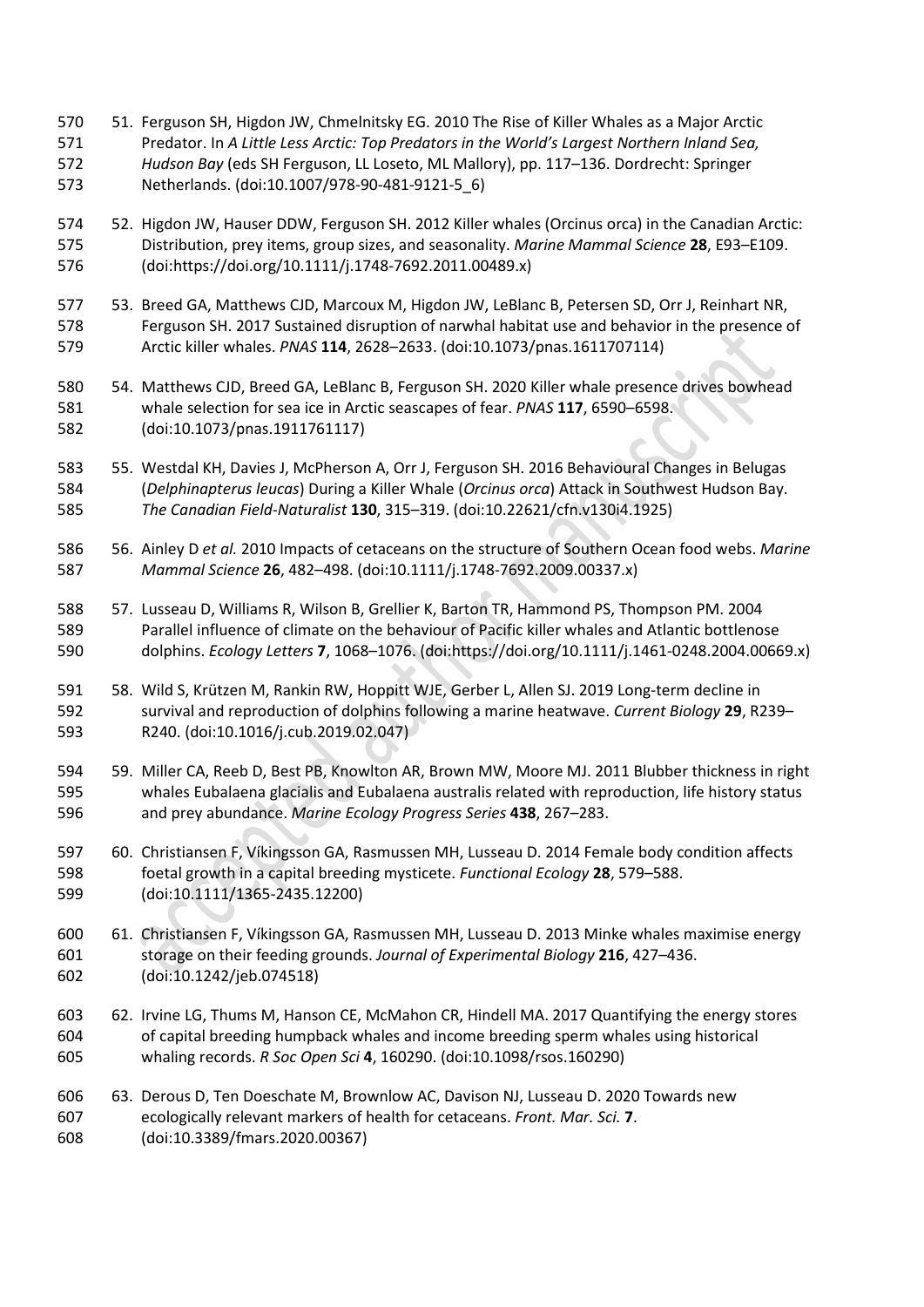51. Ferguson SH, Higdon JW, Chmelnitsky EG. 2010 The Rise of Killer Whales as a Major Arctic Predator. In *A Little Less Arctic: Top Predators in the World's Largest Northern Inland Sea, Hudson Bay* (eds SH Ferguson, LL Loseto, ML Mallory), pp. 117–136. Dordrecht: Springer Netherlands. (doi:10.1007/978-90-481-9121-5_6)

52. Higdon JW, Hauser DDW, Ferguson SH. 2012 Killer whales (Orcinus orca) in the Canadian Arctic: Distribution, prey items, group sizes, and seasonality. *Marine Mammal Science* **28**, E93–E109. (doi:https://doi.org/10.1111/j.1748-7692.2011.00489.x)

53. Breed GA, Matthews CJD, Marcoux M, Higdon JW, LeBlanc B, Petersen SD, Orr J, Reinhart NR, Ferguson SH. 2017 Sustained disruption of narwhal habitat use and behavior in the presence of Arctic killer whales. *PNAS* **114**, 2628–2633. (doi:10.1073/pnas.1611707114)

54. Matthews CJD, Breed GA, LeBlanc B, Ferguson SH. 2020 Killer whale presence drives bowhead whale selection for sea ice in Arctic seascapes of fear. *PNAS* **117**, 6590–6598. (doi:10.1073/pnas.1911761117)

55. Westdal KH, Davies J, McPherson A, Orr J, Ferguson SH. 2016 Behavioural Changes in Belugas (*Delphinapterus leucas*) During a Killer Whale (*Orcinus orca*) Attack in Southwest Hudson Bay. *The Canadian Field-Naturalist* **130**, 315–319. (doi:10.22621/cfn.v130i4.1925)

56. Ainley D *et al.* 2010 Impacts of cetaceans on the structure of Southern Ocean food webs. *Marine Mammal Science* **26**, 482–498. (doi:10.1111/j.1748-7692.2009.00337.x)

57. Lusseau D, Williams R, Wilson B, Grellier K, Barton TR, Hammond PS, Thompson PM. 2004 Parallel influence of climate on the behaviour of Pacific killer whales and Atlantic bottlenose dolphins. *Ecology Letters* **7**, 1068–1076. (doi:https://doi.org/10.1111/j.1461-0248.2004.00669.x)

58. Wild S, Krützen M, Rankin RW, Hoppitt WJE, Gerber L, Allen SJ. 2019 Long-term decline in survival and reproduction of dolphins following a marine heatwave. *Current Biology* **29**, R239–R240. (doi:10.1016/j.cub.2019.02.047)

59. Miller CA, Reeb D, Best PB, Knowlton AR, Brown MW, Moore MJ. 2011 Blubber thickness in right whales Eubalaena glacialis and Eubalaena australis related with reproduction, life history status and prey abundance. *Marine Ecology Progress Series* **438**, 267–283.

60. Christiansen F, Víkingsson GA, Rasmussen MH, Lusseau D. 2014 Female body condition affects foetal growth in a capital breeding mysticete. *Functional Ecology* **28**, 579–588. (doi:10.1111/1365-2435.12200)

61. Christiansen F, Víkingsson GA, Rasmussen MH, Lusseau D. 2013 Minke whales maximise energy storage on their feeding grounds. *Journal of Experimental Biology* **216**, 427–436. (doi:10.1242/jeb.074518)

62. Irvine LG, Thums M, Hanson CE, McMahon CR, Hindell MA. 2017 Quantifying the energy stores of capital breeding humpback whales and income breeding sperm whales using historical whaling records. *R Soc Open Sci* **4**, 160290. (doi:10.1098/rsos.160290)

63. Derous D, Ten Doeschate M, Brownlow AC, Davison NJ, Lusseau D. 2020 Towards new ecologically relevant markers of health for cetaceans. *Front. Mar. Sci.* **7**. (doi:10.3389/fmars.2020.00367)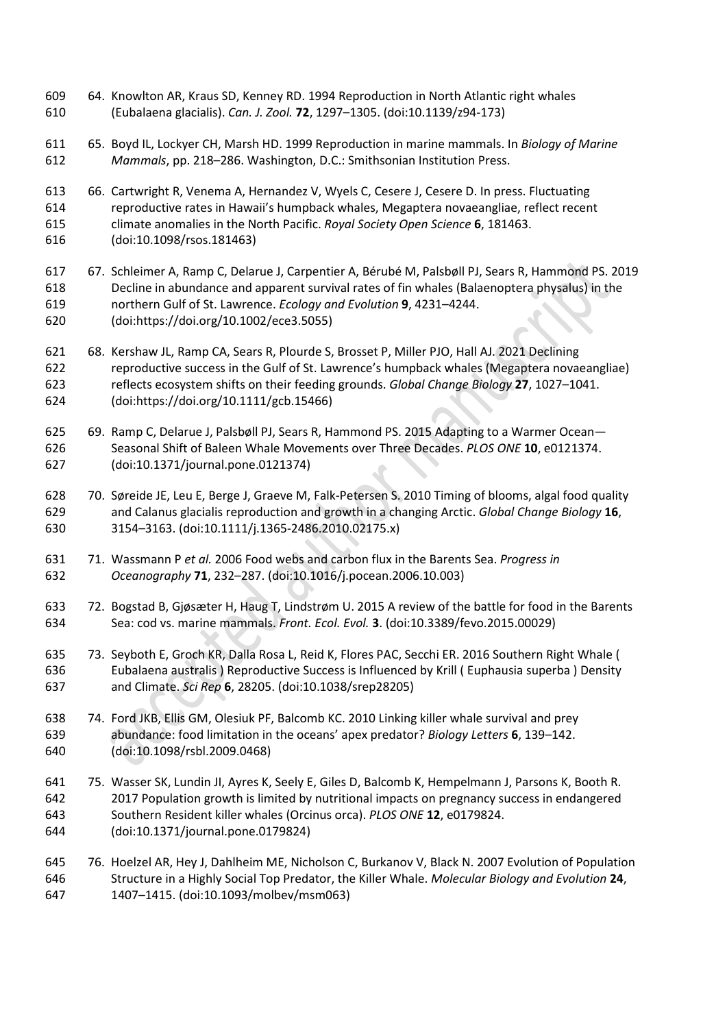64. Knowlton AR, Kraus SD, Kenney RD. 1994 Reproduction in North Atlantic right whales (Eubalaena glacialis). *Can. J. Zool.* **72**, 1297–1305. (doi:10.1139/z94-173)

65. Boyd IL, Lockyer CH, Marsh HD. 1999 Reproduction in marine mammals. In *Biology of Marine Mammals*, pp. 218–286. Washington, D.C.: Smithsonian Institution Press.

66. Cartwright R, Venema A, Hernandez V, Wyels C, Cesere J, Cesere D. In press. Fluctuating reproductive rates in Hawaii's humpback whales, Megaptera novaeangliae, reflect recent climate anomalies in the North Pacific. *Royal Society Open Science* **6**, 181463. (doi:10.1098/rsos.181463)

67. Schleimer A, Ramp C, Delarue J, Carpentier A, Bérubé M, Palsbøll PJ, Sears R, Hammond PS. 2019 Decline in abundance and apparent survival rates of fin whales (Balaenoptera physalus) in the northern Gulf of St. Lawrence. *Ecology and Evolution* **9**, 4231–4244. (doi:https://doi.org/10.1002/ece3.5055)

68. Kershaw JL, Ramp CA, Sears R, Plourde S, Brosset P, Miller PJO, Hall AJ. 2021 Declining reproductive success in the Gulf of St. Lawrence's humpback whales (Megaptera novaeangliae) reflects ecosystem shifts on their feeding grounds. *Global Change Biology* **27**, 1027–1041. (doi:https://doi.org/10.1111/gcb.15466)

69. Ramp C, Delarue J, Palsbøll PJ, Sears R, Hammond PS. 2015 Adapting to a Warmer Ocean—Seasonal Shift of Baleen Whale Movements over Three Decades. *PLOS ONE* **10**, e0121374. (doi:10.1371/journal.pone.0121374)

70. Søreide JE, Leu E, Berge J, Graeve M, Falk-Petersen S. 2010 Timing of blooms, algal food quality and Calanus glacialis reproduction and growth in a changing Arctic. *Global Change Biology* **16**, 3154–3163. (doi:10.1111/j.1365-2486.2010.02175.x)

71. Wassmann P *et al.* 2006 Food webs and carbon flux in the Barents Sea. *Progress in Oceanography* **71**, 232–287. (doi:10.1016/j.pocean.2006.10.003)

72. Bogstad B, Gjøsæter H, Haug T, Lindstrøm U. 2015 A review of the battle for food in the Barents Sea: cod vs. marine mammals. *Front. Ecol. Evol.* **3**. (doi:10.3389/fevo.2015.00029)

73. Seyboth E, Groch KR, Dalla Rosa L, Reid K, Flores PAC, Secchi ER. 2016 Southern Right Whale ( Eubalaena australis ) Reproductive Success is Influenced by Krill ( Euphausia superba ) Density and Climate. *Sci Rep* **6**, 28205. (doi:10.1038/srep28205)

74. Ford JKB, Ellis GM, Olesiuk PF, Balcomb KC. 2010 Linking killer whale survival and prey abundance: food limitation in the oceans' apex predator? *Biology Letters* **6**, 139–142. (doi:10.1098/rsbl.2009.0468)

75. Wasser SK, Lundin JI, Ayres K, Seely E, Giles D, Balcomb K, Hempelmann J, Parsons K, Booth R. 2017 Population growth is limited by nutritional impacts on pregnancy success in endangered Southern Resident killer whales (Orcinus orca). *PLOS ONE* **12**, e0179824. (doi:10.1371/journal.pone.0179824)

76. Hoelzel AR, Hey J, Dahlheim ME, Nicholson C, Burkanov V, Black N. 2007 Evolution of Population Structure in a Highly Social Top Predator, the Killer Whale. *Molecular Biology and Evolution* **24**, 1407–1415. (doi:10.1093/molbev/msm063)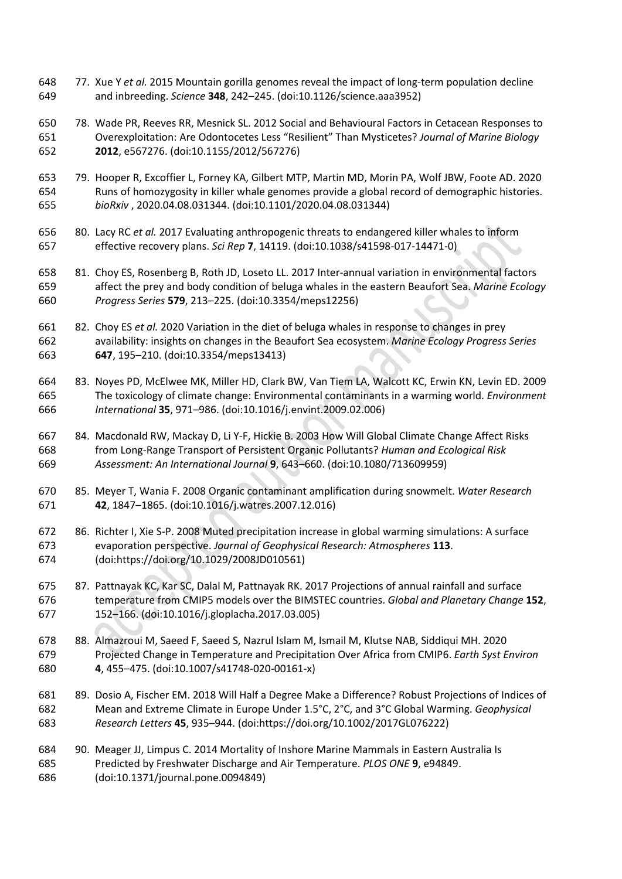77. Xue Y *et al.* 2015 Mountain gorilla genomes reveal the impact of long-term population decline and inbreeding. *Science* **348**, 242–245. (doi:10.1126/science.aaa3952)

78. Wade PR, Reeves RR, Mesnick SL. 2012 Social and Behavioural Factors in Cetacean Responses to Overexploitation: Are Odontocetes Less "Resilient" Than Mysticetes? *Journal of Marine Biology* **2012**, e567276. (doi:10.1155/2012/567276)

79. Hooper R, Excoffier L, Forney KA, Gilbert MTP, Martin MD, Morin PA, Wolf JBW, Foote AD. 2020 Runs of homozygosity in killer whale genomes provide a global record of demographic histories. *bioRxiv* , 2020.04.08.031344. (doi:10.1101/2020.04.08.031344)

80. Lacy RC *et al.* 2017 Evaluating anthropogenic threats to endangered killer whales to inform effective recovery plans. *Sci Rep* **7**, 14119. (doi:10.1038/s41598-017-14471-0)

81. Choy ES, Rosenberg B, Roth JD, Loseto LL. 2017 Inter-annual variation in environmental factors affect the prey and body condition of beluga whales in the eastern Beaufort Sea. *Marine Ecology Progress Series* **579**, 213–225. (doi:10.3354/meps12256)

82. Choy ES *et al.* 2020 Variation in the diet of beluga whales in response to changes in prey availability: insights on changes in the Beaufort Sea ecosystem. *Marine Ecology Progress Series* **647**, 195–210. (doi:10.3354/meps13413)

83. Noyes PD, McElwee MK, Miller HD, Clark BW, Van Tiem LA, Walcott KC, Erwin KN, Levin ED. 2009 The toxicology of climate change: Environmental contaminants in a warming world. *Environment International* **35**, 971–986. (doi:10.1016/j.envint.2009.02.006)

84. Macdonald RW, Mackay D, Li Y-F, Hickie B. 2003 How Will Global Climate Change Affect Risks from Long-Range Transport of Persistent Organic Pollutants? *Human and Ecological Risk Assessment: An International Journal* **9**, 643–660. (doi:10.1080/713609959)

85. Meyer T, Wania F. 2008 Organic contaminant amplification during snowmelt. *Water Research* **42**, 1847–1865. (doi:10.1016/j.watres.2007.12.016)

86. Richter I, Xie S-P. 2008 Muted precipitation increase in global warming simulations: A surface evaporation perspective. *Journal of Geophysical Research: Atmospheres* **113**. (doi:https://doi.org/10.1029/2008JD010561)

87. Pattnayak KC, Kar SC, Dalal M, Pattnayak RK. 2017 Projections of annual rainfall and surface temperature from CMIP5 models over the BIMSTEC countries. *Global and Planetary Change* **152**, 152–166. (doi:10.1016/j.gloplacha.2017.03.005)

88. Almazroui M, Saeed F, Saeed S, Nazrul Islam M, Ismail M, Klutse NAB, Siddiqui MH. 2020 Projected Change in Temperature and Precipitation Over Africa from CMIP6. *Earth Syst Environ* **4**, 455–475. (doi:10.1007/s41748-020-00161-x)

89. Dosio A, Fischer EM. 2018 Will Half a Degree Make a Difference? Robust Projections of Indices of Mean and Extreme Climate in Europe Under 1.5°C, 2°C, and 3°C Global Warming. *Geophysical Research Letters* **45**, 935–944. (doi:https://doi.org/10.1002/2017GL076222)

90. Meager JJ, Limpus C. 2014 Mortality of Inshore Marine Mammals in Eastern Australia Is Predicted by Freshwater Discharge and Air Temperature. *PLOS ONE* **9**, e94849. (doi:10.1371/journal.pone.0094849)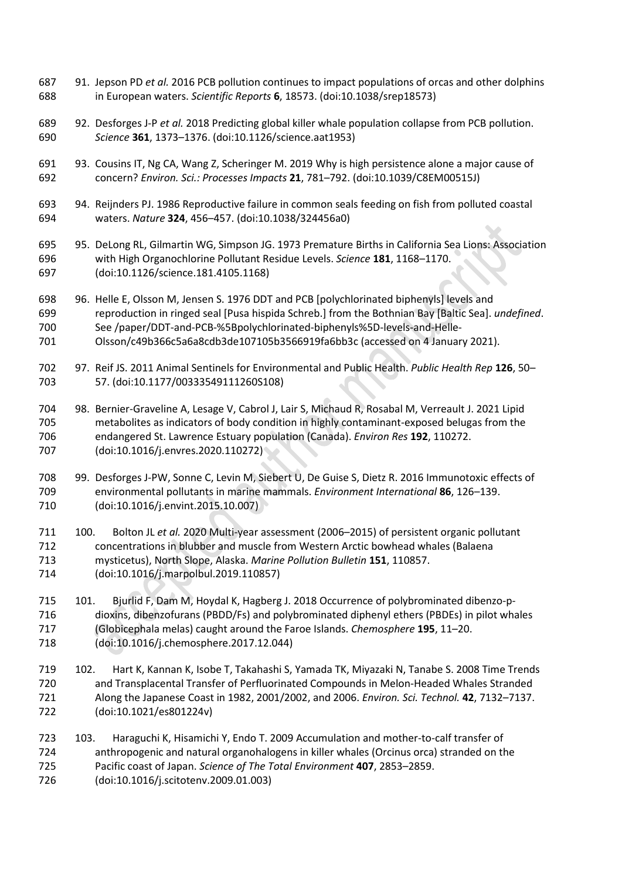91. Jepson PD *et al.* 2016 PCB pollution continues to impact populations of orcas and other dolphins in European waters. *Scientific Reports* **6**, 18573. (doi:10.1038/srep18573)

92. Desforges J-P *et al.* 2018 Predicting global killer whale population collapse from PCB pollution. *Science* **361**, 1373–1376. (doi:10.1126/science.aat1953)

93. Cousins IT, Ng CA, Wang Z, Scheringer M. 2019 Why is high persistence alone a major cause of concern? *Environ. Sci.: Processes Impacts* **21**, 781–792. (doi:10.1039/C8EM00515J)

94. Reijnders PJ. 1986 Reproductive failure in common seals feeding on fish from polluted coastal waters. *Nature* **324**, 456–457. (doi:10.1038/324456a0)

95. DeLong RL, Gilmartin WG, Simpson JG. 1973 Premature Births in California Sea Lions: Association with High Organochlorine Pollutant Residue Levels. *Science* **181**, 1168–1170. (doi:10.1126/science.181.4105.1168)

96. Helle E, Olsson M, Jensen S. 1976 DDT and PCB [polychlorinated biphenyls] levels and reproduction in ringed seal [Pusa hispida Schreb.] from the Bothnian Bay [Baltic Sea]. *undefined*. See /paper/DDT-and-PCB-%5Bpolychlorinated-biphenyls%5D-levels-and-Helle-Olsson/c49b366c5a6a8cdb3de107105b3566919fa6bb3c (accessed on 4 January 2021).

97. Reif JS. 2011 Animal Sentinels for Environmental and Public Health. *Public Health Rep* **126**, 50–57. (doi:10.1177/00333549111260S108)

98. Bernier-Graveline A, Lesage V, Cabrol J, Lair S, Michaud R, Rosabal M, Verreault J. 2021 Lipid metabolites as indicators of body condition in highly contaminant-exposed belugas from the endangered St. Lawrence Estuary population (Canada). *Environ Res* **192**, 110272. (doi:10.1016/j.envres.2020.110272)

99. Desforges J-PW, Sonne C, Levin M, Siebert U, De Guise S, Dietz R. 2016 Immunotoxic effects of environmental pollutants in marine mammals. *Environment International* **86**, 126–139. (doi:10.1016/j.envint.2015.10.007)

100. Bolton JL *et al.* 2020 Multi-year assessment (2006–2015) of persistent organic pollutant concentrations in blubber and muscle from Western Arctic bowhead whales (Balaena mysticetus), North Slope, Alaska. *Marine Pollution Bulletin* **151**, 110857. (doi:10.1016/j.marpolbul.2019.110857)

101. Bjurlid F, Dam M, Hoydal K, Hagberg J. 2018 Occurrence of polybrominated dibenzo-p-dioxins, dibenzofurans (PBDD/Fs) and polybrominated diphenyl ethers (PBDEs) in pilot whales (Globicephala melas) caught around the Faroe Islands. *Chemosphere* **195**, 11–20. (doi:10.1016/j.chemosphere.2017.12.044)

102. Hart K, Kannan K, Isobe T, Takahashi S, Yamada TK, Miyazaki N, Tanabe S. 2008 Time Trends and Transplacental Transfer of Perfluorinated Compounds in Melon-Headed Whales Stranded Along the Japanese Coast in 1982, 2001/2002, and 2006. *Environ. Sci. Technol.* **42**, 7132–7137. (doi:10.1021/es801224v)

103. Haraguchi K, Hisamichi Y, Endo T. 2009 Accumulation and mother-to-calf transfer of anthropogenic and natural organohalogens in killer whales (Orcinus orca) stranded on the Pacific coast of Japan. *Science of The Total Environment* **407**, 2853–2859. (doi:10.1016/j.scitotenv.2009.01.003)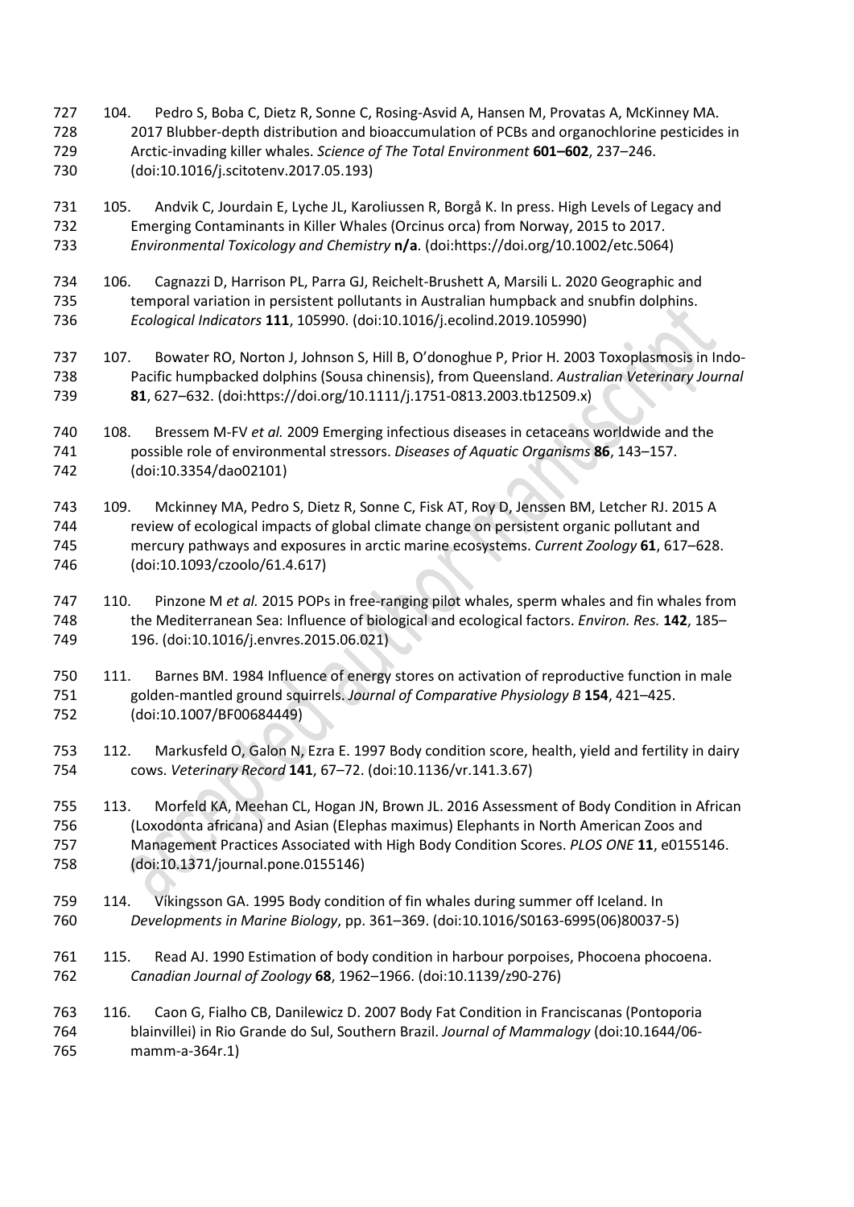104. Pedro S, Boba C, Dietz R, Sonne C, Rosing-Asvid A, Hansen M, Provatas A, McKinney MA. 2017 Blubber-depth distribution and bioaccumulation of PCBs and organochlorine pesticides in Arctic-invading killer whales. *Science of The Total Environment* **601–602**, 237–246. (doi:10.1016/j.scitotenv.2017.05.193)

105. Andvik C, Jourdain E, Lyche JL, Karoliussen R, Borgå K. In press. High Levels of Legacy and Emerging Contaminants in Killer Whales (Orcinus orca) from Norway, 2015 to 2017. *Environmental Toxicology and Chemistry* **n/a**. (doi:https://doi.org/10.1002/etc.5064)

106. Cagnazzi D, Harrison PL, Parra GJ, Reichelt-Brushett A, Marsili L. 2020 Geographic and temporal variation in persistent pollutants in Australian humpback and snubfin dolphins. *Ecological Indicators* **111**, 105990. (doi:10.1016/j.ecolind.2019.105990)

107. Bowater RO, Norton J, Johnson S, Hill B, O'donoghue P, Prior H. 2003 Toxoplasmosis in Indo-Pacific humpbacked dolphins (Sousa chinensis), from Queensland. *Australian Veterinary Journal* **81**, 627–632. (doi:https://doi.org/10.1111/j.1751-0813.2003.tb12509.x)

108. Bressem M-FV *et al.* 2009 Emerging infectious diseases in cetaceans worldwide and the possible role of environmental stressors. *Diseases of Aquatic Organisms* **86**, 143–157. (doi:10.3354/dao02101)

109. Mckinney MA, Pedro S, Dietz R, Sonne C, Fisk AT, Roy D, Jenssen BM, Letcher RJ. 2015 A review of ecological impacts of global climate change on persistent organic pollutant and mercury pathways and exposures in arctic marine ecosystems. *Current Zoology* **61**, 617–628. (doi:10.1093/czoolo/61.4.617)

110. Pinzone M *et al.* 2015 POPs in free-ranging pilot whales, sperm whales and fin whales from the Mediterranean Sea: Influence of biological and ecological factors. *Environ. Res.* **142**, 185–196. (doi:10.1016/j.envres.2015.06.021)

111. Barnes BM. 1984 Influence of energy stores on activation of reproductive function in male golden-mantled ground squirrels. *Journal of Comparative Physiology B* **154**, 421–425. (doi:10.1007/BF00684449)

112. Markusfeld O, Galon N, Ezra E. 1997 Body condition score, health, yield and fertility in dairy cows. *Veterinary Record* **141**, 67–72. (doi:10.1136/vr.141.3.67)

113. Morfeld KA, Meehan CL, Hogan JN, Brown JL. 2016 Assessment of Body Condition in African (Loxodonta africana) and Asian (Elephas maximus) Elephants in North American Zoos and Management Practices Associated with High Body Condition Scores. *PLOS ONE* **11**, e0155146. (doi:10.1371/journal.pone.0155146)

114. Víkingsson GA. 1995 Body condition of fin whales during summer off Iceland. In *Developments in Marine Biology*, pp. 361–369. (doi:10.1016/S0163-6995(06)80037-5)

115. Read AJ. 1990 Estimation of body condition in harbour porpoises, Phocoena phocoena. *Canadian Journal of Zoology* **68**, 1962–1966. (doi:10.1139/z90-276)

116. Caon G, Fialho CB, Danilewicz D. 2007 Body Fat Condition in Franciscanas (Pontoporia blainvillei) in Rio Grande do Sul, Southern Brazil. *Journal of Mammalogy* (doi:10.1644/06-mamm-a-364r.1)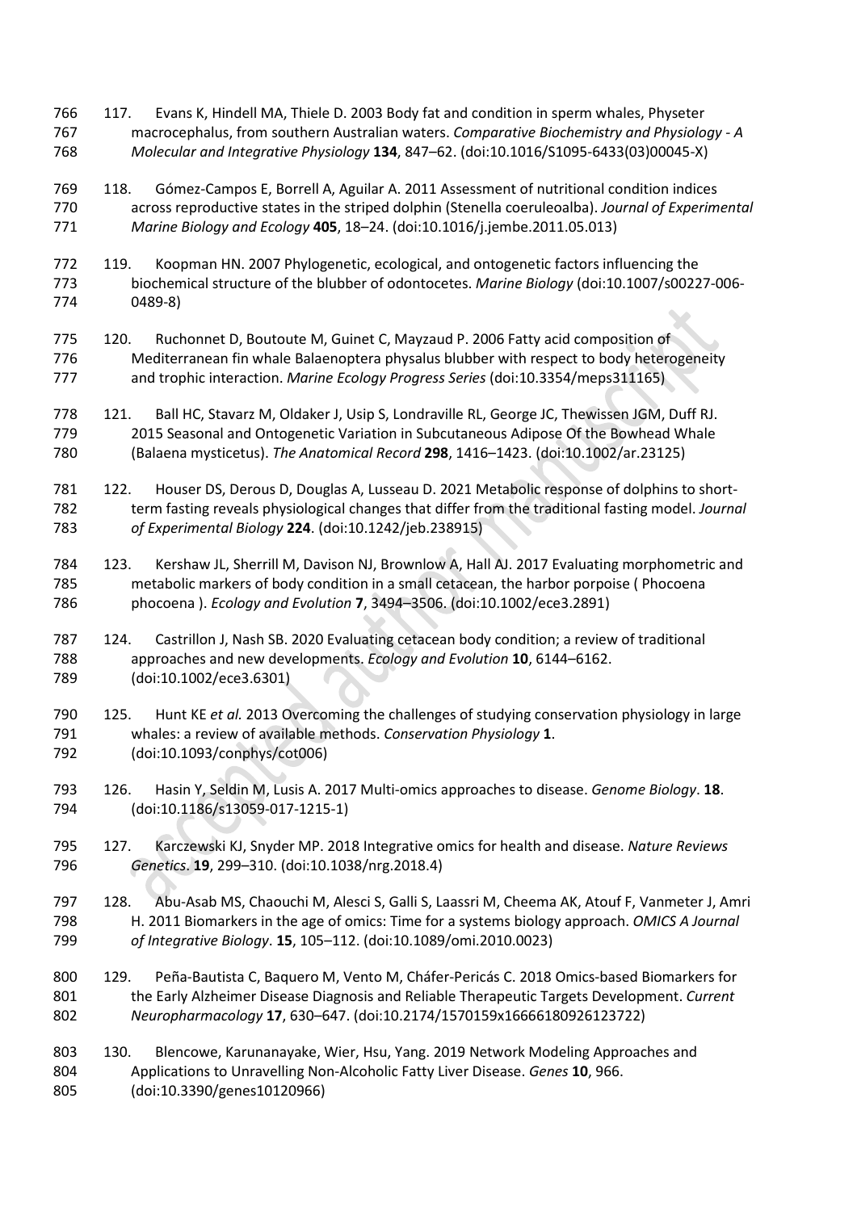117. Evans K, Hindell MA, Thiele D. 2003 Body fat and condition in sperm whales, Physeter macrocephalus, from southern Australian waters. *Comparative Biochemistry and Physiology - A Molecular and Integrative Physiology* **134**, 847–62. (doi:10.1016/S1095-6433(03)00045-X)

118. Gómez-Campos E, Borrell A, Aguilar A. 2011 Assessment of nutritional condition indices across reproductive states in the striped dolphin (Stenella coeruleoalba). *Journal of Experimental Marine Biology and Ecology* **405**, 18–24. (doi:10.1016/j.jembe.2011.05.013)

119. Koopman HN. 2007 Phylogenetic, ecological, and ontogenetic factors influencing the biochemical structure of the blubber of odontocetes. *Marine Biology* (doi:10.1007/s00227-006-0489-8)

120. Ruchonnet D, Boutoute M, Guinet C, Mayzaud P. 2006 Fatty acid composition of Mediterranean fin whale Balaenoptera physalus blubber with respect to body heterogeneity and trophic interaction. *Marine Ecology Progress Series* (doi:10.3354/meps311165)

121. Ball HC, Stavarz M, Oldaker J, Usip S, Londraville RL, George JC, Thewissen JGM, Duff RJ. 2015 Seasonal and Ontogenetic Variation in Subcutaneous Adipose Of the Bowhead Whale (Balaena mysticetus). *The Anatomical Record* **298**, 1416–1423. (doi:10.1002/ar.23125)

122. Houser DS, Derous D, Douglas A, Lusseau D. 2021 Metabolic response of dolphins to short-term fasting reveals physiological changes that differ from the traditional fasting model. *Journal of Experimental Biology* **224**. (doi:10.1242/jeb.238915)

123. Kershaw JL, Sherrill M, Davison NJ, Brownlow A, Hall AJ. 2017 Evaluating morphometric and metabolic markers of body condition in a small cetacean, the harbor porpoise ( Phocoena phocoena ). *Ecology and Evolution* **7**, 3494–3506. (doi:10.1002/ece3.2891)

124. Castrillon J, Nash SB. 2020 Evaluating cetacean body condition; a review of traditional approaches and new developments. *Ecology and Evolution* **10**, 6144–6162. (doi:10.1002/ece3.6301)

125. Hunt KE *et al.* 2013 Overcoming the challenges of studying conservation physiology in large whales: a review of available methods. *Conservation Physiology* **1**. (doi:10.1093/conphys/cot006)

126. Hasin Y, Seldin M, Lusis A. 2017 Multi-omics approaches to disease. *Genome Biology*. **18**. (doi:10.1186/s13059-017-1215-1)

127. Karczewski KJ, Snyder MP. 2018 Integrative omics for health and disease. *Nature Reviews Genetics*. **19**, 299–310. (doi:10.1038/nrg.2018.4)

128. Abu-Asab MS, Chaouchi M, Alesci S, Galli S, Laassri M, Cheema AK, Atouf F, Vanmeter J, Amri H. 2011 Biomarkers in the age of omics: Time for a systems biology approach. *OMICS A Journal of Integrative Biology*. **15**, 105–112. (doi:10.1089/omi.2010.0023)

129. Peña-Bautista C, Baquero M, Vento M, Cháfer-Pericás C. 2018 Omics-based Biomarkers for the Early Alzheimer Disease Diagnosis and Reliable Therapeutic Targets Development. *Current Neuropharmacology* **17**, 630–647. (doi:10.2174/1570159x16666180926123722)

130. Blencowe, Karunanayake, Wier, Hsu, Yang. 2019 Network Modeling Approaches and Applications to Unravelling Non-Alcoholic Fatty Liver Disease. *Genes* **10**, 966. (doi:10.3390/genes10120966)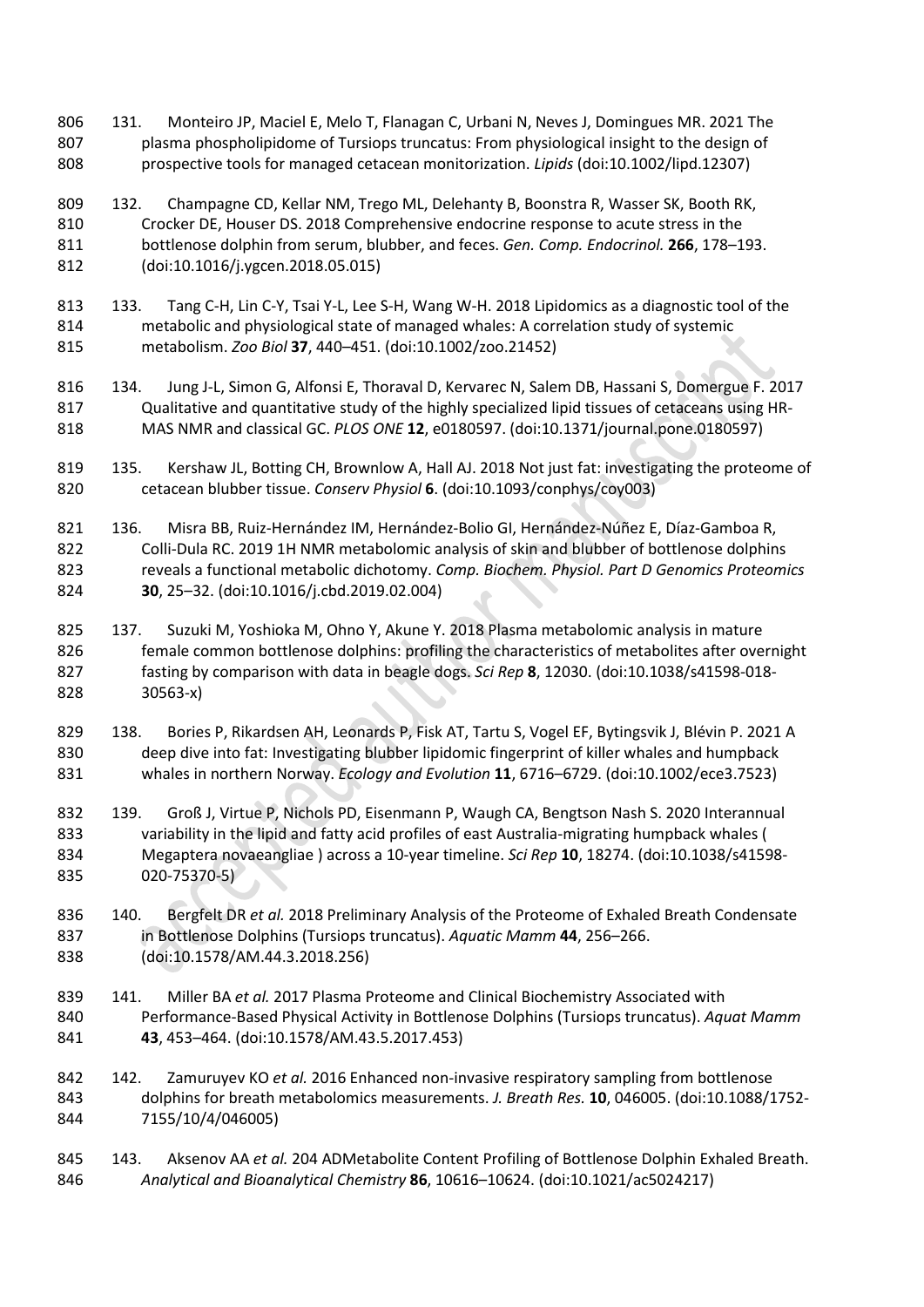131. Monteiro JP, Maciel E, Melo T, Flanagan C, Urbani N, Neves J, Domingues MR. 2021 The plasma phospholipidome of Tursiops truncatus: From physiological insight to the design of prospective tools for managed cetacean monitorization. *Lipids* (doi:10.1002/lipd.12307)

132. Champagne CD, Kellar NM, Trego ML, Delehanty B, Boonstra R, Wasser SK, Booth RK, Crocker DE, Houser DS. 2018 Comprehensive endocrine response to acute stress in the bottlenose dolphin from serum, blubber, and feces. *Gen. Comp. Endocrinol.* **266**, 178–193. (doi:10.1016/j.ygcen.2018.05.015)

133. Tang C-H, Lin C-Y, Tsai Y-L, Lee S-H, Wang W-H. 2018 Lipidomics as a diagnostic tool of the metabolic and physiological state of managed whales: A correlation study of systemic metabolism. *Zoo Biol* **37**, 440–451. (doi:10.1002/zoo.21452)

134. Jung J-L, Simon G, Alfonsi E, Thoraval D, Kervarec N, Salem DB, Hassani S, Domergue F. 2017 Qualitative and quantitative study of the highly specialized lipid tissues of cetaceans using HR-MAS NMR and classical GC. *PLOS ONE* **12**, e0180597. (doi:10.1371/journal.pone.0180597)

135. Kershaw JL, Botting CH, Brownlow A, Hall AJ. 2018 Not just fat: investigating the proteome of cetacean blubber tissue. *Conserv Physiol* **6**. (doi:10.1093/conphys/coy003)

136. Misra BB, Ruiz-Hernández IM, Hernández-Bolio GI, Hernández-Núñez E, Díaz-Gamboa R, Colli-Dula RC. 2019 1H NMR metabolomic analysis of skin and blubber of bottlenose dolphins reveals a functional metabolic dichotomy. *Comp. Biochem. Physiol. Part D Genomics Proteomics* **30**, 25–32. (doi:10.1016/j.cbd.2019.02.004)

137. Suzuki M, Yoshioka M, Ohno Y, Akune Y. 2018 Plasma metabolomic analysis in mature female common bottlenose dolphins: profiling the characteristics of metabolites after overnight fasting by comparison with data in beagle dogs. *Sci Rep* **8**, 12030. (doi:10.1038/s41598-018-30563-x)

138. Bories P, Rikardsen AH, Leonards P, Fisk AT, Tartu S, Vogel EF, Bytingsvik J, Blévin P. 2021 A deep dive into fat: Investigating blubber lipidomic fingerprint of killer whales and humpback whales in northern Norway. *Ecology and Evolution* **11**, 6716–6729. (doi:10.1002/ece3.7523)

139. Groß J, Virtue P, Nichols PD, Eisenmann P, Waugh CA, Bengtson Nash S. 2020 Interannual variability in the lipid and fatty acid profiles of east Australia-migrating humpback whales ( Megaptera novaeangliae ) across a 10-year timeline. *Sci Rep* **10**, 18274. (doi:10.1038/s41598-020-75370-5)

140. Bergfelt DR *et al.* 2018 Preliminary Analysis of the Proteome of Exhaled Breath Condensate in Bottlenose Dolphins (Tursiops truncatus). *Aquatic Mamm* **44**, 256–266. (doi:10.1578/AM.44.3.2018.256)

141. Miller BA *et al.* 2017 Plasma Proteome and Clinical Biochemistry Associated with Performance-Based Physical Activity in Bottlenose Dolphins (Tursiops truncatus). *Aquat Mamm* **43**, 453–464. (doi:10.1578/AM.43.5.2017.453)

142. Zamuruyev KO *et al.* 2016 Enhanced non-invasive respiratory sampling from bottlenose dolphins for breath metabolomics measurements. *J. Breath Res.* **10**, 046005. (doi:10.1088/1752-7155/10/4/046005)

143. Aksenov AA *et al.* 204 ADMetabolite Content Profiling of Bottlenose Dolphin Exhaled Breath. *Analytical and Bioanalytical Chemistry* **86**, 10616–10624. (doi:10.1021/ac5024217)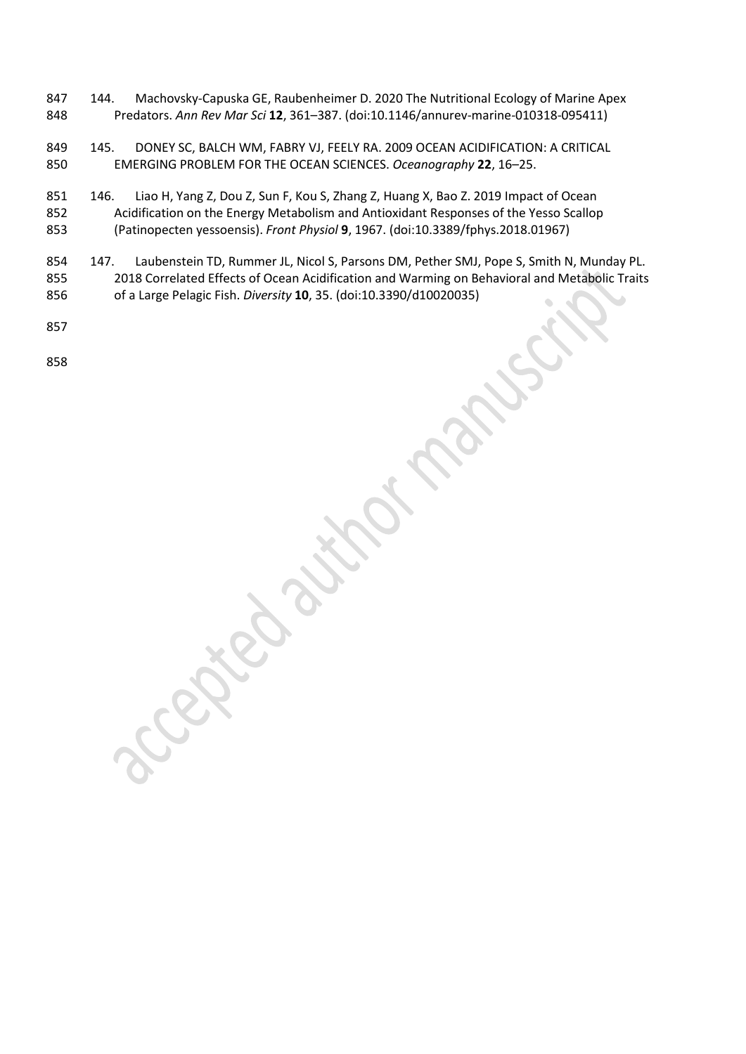144. Machovsky-Capuska GE, Raubenheimer D. 2020 The Nutritional Ecology of Marine Apex Predators. *Ann Rev Mar Sci* **12**, 361–387. (doi:10.1146/annurev-marine-010318-095411)

145. DONEY SC, BALCH WM, FABRY VJ, FEELY RA. 2009 OCEAN ACIDIFICATION: A CRITICAL EMERGING PROBLEM FOR THE OCEAN SCIENCES. *Oceanography* **22**, 16–25.

146. Liao H, Yang Z, Dou Z, Sun F, Kou S, Zhang Z, Huang X, Bao Z. 2019 Impact of Ocean Acidification on the Energy Metabolism and Antioxidant Responses of the Yesso Scallop (Patinopecten yessoensis). *Front Physiol* **9**, 1967. (doi:10.3389/fphys.2018.01967)

147. Laubenstein TD, Rummer JL, Nicol S, Parsons DM, Pether SMJ, Pope S, Smith N, Munday PL. 2018 Correlated Effects of Ocean Acidification and Warming on Behavioral and Metabolic Traits of a Large Pelagic Fish. *Diversity* **10**, 35. (doi:10.3390/d10020035)